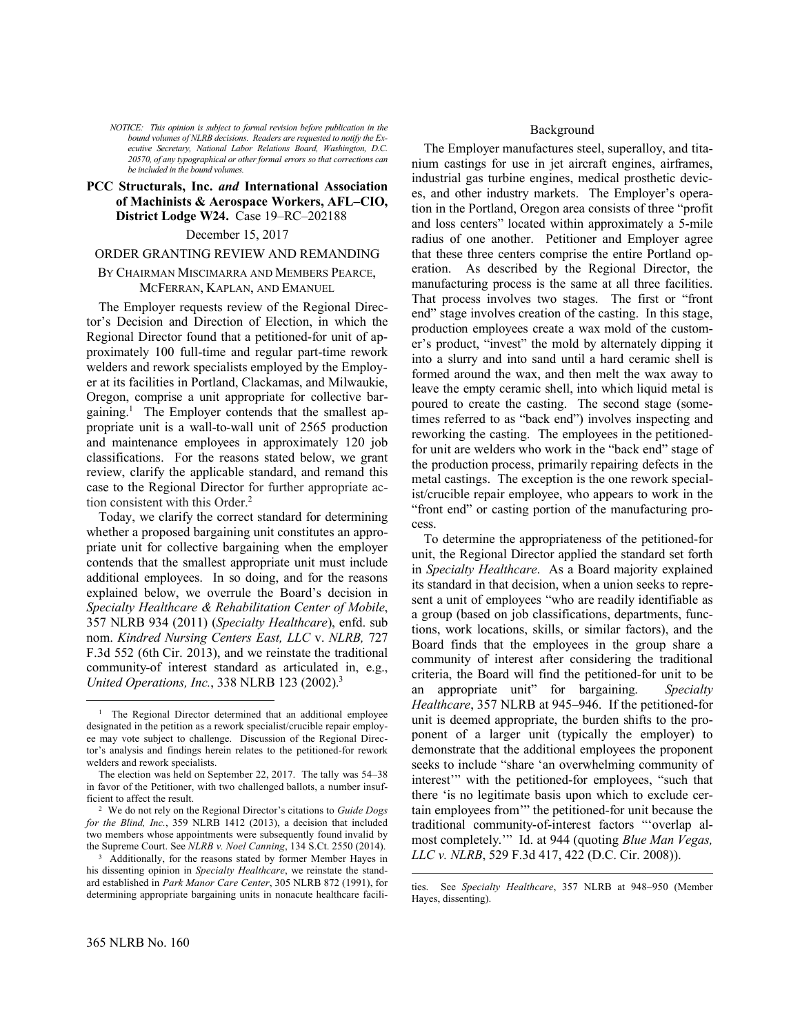*NOTICE: This opinion is subject to formal revision before publication in the bound volumes of NLRB decisions. Readers are requested to notify the Executive Secretary, National Labor Relations Board, Washington, D.C. 20570, of any typographical or other formal errors so that corrections can be included in the bound volumes.*

**PCC Structurals, Inc. *and* International Association of Machinists & Aerospace Workers, AFL–CIO, District Lodge W24.** Case 19–RC–202188

December 15, 2017

ORDER GRANTING REVIEW AND REMANDING

BY CHAIRMAN MISCIMARRA AND MEMBERS PEARCE, MCFERRAN, KAPLAN, AND EMANUEL

The Employer requests review of the Regional Director's Decision and Direction of Election, in which the Regional Director found that a petitioned-for unit of approximately 100 full-time and regular part-time rework welders and rework specialists employed by the Employer at its facilities in Portland, Clackamas, and Milwaukie, Oregon, comprise a unit appropriate for collective bargaining.[1] The Employer contends that the smallest appropriate unit is a wall-to-wall unit of 2565 production and maintenance employees in approximately 120 job classifications. For the reasons stated below, we grant review, clarify the applicable standard, and remand this case to the Regional Director for further appropriate action consistent with this Order.[2]

Today, we clarify the correct standard for determining whether a proposed bargaining unit constitutes an appropriate unit for collective bargaining when the employer contends that the smallest appropriate unit must include additional employees. In so doing, and for the reasons explained below, we overrule the Board's decision in *Specialty Healthcare & Rehabilitation Center of Mobile*, 357 NLRB 934 (2011) (*Specialty Healthcare*), enfd. sub nom. *Kindred Nursing Centers East, LLC* v. *NLRB,* 727 F.3d 552 (6th Cir. 2013), and we reinstate the traditional community-of interest standard as articulated in, e.g., *United Operations, Inc.*, 338 NLRB 123 (2002).[3]

Background

The Employer manufactures steel, superalloy, and titanium castings for use in jet aircraft engines, airframes, industrial gas turbine engines, medical prosthetic devices, and other industry markets. The Employer's operation in the Portland, Oregon area consists of three "profit and loss centers" located within approximately a 5-mile radius of one another. Petitioner and Employer agree that these three centers comprise the entire Portland operation. As described by the Regional Director, the manufacturing process is the same at all three facilities. That process involves two stages. The first or "front end" stage involves creation of the casting. In this stage, production employees create a wax mold of the customer's product, "invest" the mold by alternately dipping it into a slurry and into sand until a hard ceramic shell is formed around the wax, and then melt the wax away to leave the empty ceramic shell, into which liquid metal is poured to create the casting. The second stage (sometimes referred to as "back end") involves inspecting and reworking the casting. The employees in the petitioned-for unit are welders who work in the "back end" stage of the production process, primarily repairing defects in the metal castings. The exception is the one rework specialist/crucible repair employee, who appears to work in the "front end" or casting portion of the manufacturing process.

To determine the appropriateness of the petitioned-for unit, the Regional Director applied the standard set forth in *Specialty Healthcare*. As a Board majority explained its standard in that decision, when a union seeks to represent a unit of employees "who are readily identifiable as a group (based on job classifications, departments, functions, work locations, skills, or similar factors), and the Board finds that the employees in the group share a community of interest after considering the traditional criteria, the Board will find the petitioned-for unit to be an appropriate unit" for bargaining. *Specialty Healthcare*, 357 NLRB at 945–946. If the petitioned-for unit is deemed appropriate, the burden shifts to the proponent of a larger unit (typically the employer) to demonstrate that the additional employees the proponent seeks to include "share 'an overwhelming community of interest'" with the petitioned-for employees, "such that there 'is no legitimate basis upon which to exclude certain employees from'" the petitioned-for unit because the traditional community-of-interest factors "'overlap almost completely.'" Id. at 944 (quoting *Blue Man Vegas, LLC v. NLRB*, 529 F.3d 417, 422 (D.C. Cir. 2008)).

---

[1] The Regional Director determined that an additional employee designated in the petition as a rework specialist/crucible repair employee may vote subject to challenge. Discussion of the Regional Director's analysis and findings herein relates to the petitioned-for rework welders and rework specialists.

The election was held on September 22, 2017. The tally was 54–38 in favor of the Petitioner, with two challenged ballots, a number insufficient to affect the result.

[2] We do not rely on the Regional Director's citations to *Guide Dogs for the Blind, Inc.*, 359 NLRB 1412 (2013), a decision that included two members whose appointments were subsequently found invalid by the Supreme Court. See *NLRB v. Noel Canning*, 134 S.Ct. 2550 (2014).

[3] Additionally, for the reasons stated by former Member Hayes in his dissenting opinion in *Specialty Healthcare*, we reinstate the standard established in *Park Manor Care Center*, 305 NLRB 872 (1991), for determining appropriate bargaining units in nonacute healthcare facilities. See *Specialty Healthcare*, 357 NLRB at 948–950 (Member Hayes, dissenting).

365 NLRB No. 160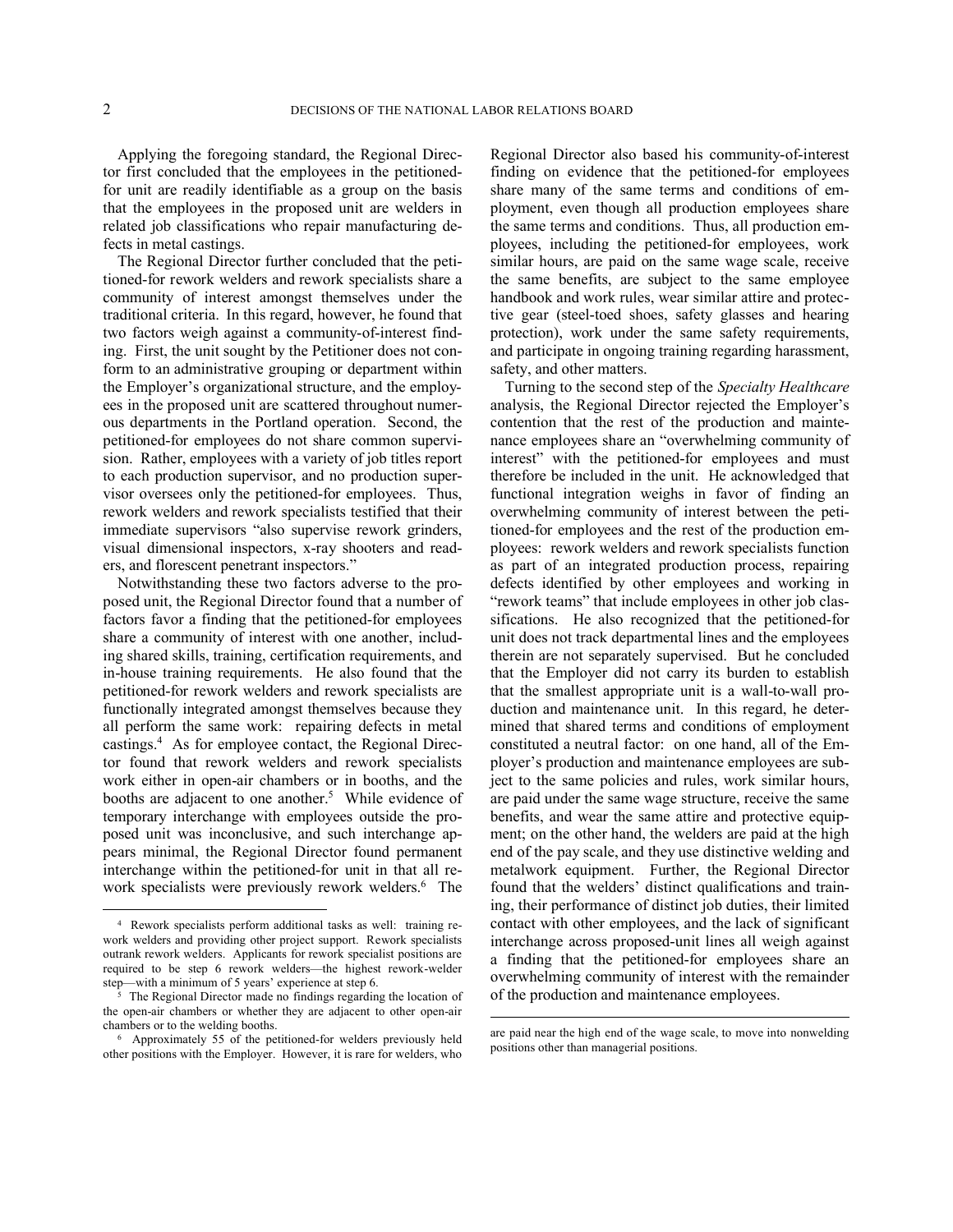Applying the foregoing standard, the Regional Director first concluded that the employees in the petitioned-for unit are readily identifiable as a group on the basis that the employees in the proposed unit are welders in related job classifications who repair manufacturing defects in metal castings.

The Regional Director further concluded that the petitioned-for rework welders and rework specialists share a community of interest amongst themselves under the traditional criteria. In this regard, however, he found that two factors weigh against a community-of-interest finding. First, the unit sought by the Petitioner does not conform to an administrative grouping or department within the Employer's organizational structure, and the employees in the proposed unit are scattered throughout numerous departments in the Portland operation. Second, the petitioned-for employees do not share common supervision. Rather, employees with a variety of job titles report to each production supervisor, and no production supervisor oversees only the petitioned-for employees. Thus, rework welders and rework specialists testified that their immediate supervisors "also supervise rework grinders, visual dimensional inspectors, x-ray shooters and readers, and florescent penetrant inspectors."

Notwithstanding these two factors adverse to the proposed unit, the Regional Director found that a number of factors favor a finding that the petitioned-for employees share a community of interest with one another, including shared skills, training, certification requirements, and in-house training requirements. He also found that the petitioned-for rework welders and rework specialists are functionally integrated amongst themselves because they all perform the same work: repairing defects in metal castings.[4] As for employee contact, the Regional Director found that rework welders and rework specialists work either in open-air chambers or in booths, and the booths are adjacent to one another.[5] While evidence of temporary interchange with employees outside the proposed unit was inconclusive, and such interchange appears minimal, the Regional Director found permanent interchange within the petitioned-for unit in that all rework specialists were previously rework welders.[6] The Regional Director also based his community-of-interest finding on evidence that the petitioned-for employees share many of the same terms and conditions of employment, even though all production employees share the same terms and conditions. Thus, all production employees, including the petitioned-for employees, work similar hours, are paid on the same wage scale, receive the same benefits, are subject to the same employee handbook and work rules, wear similar attire and protective gear (steel-toed shoes, safety glasses and hearing protection), work under the same safety requirements, and participate in ongoing training regarding harassment, safety, and other matters.

Turning to the second step of the *Specialty Healthcare* analysis, the Regional Director rejected the Employer's contention that the rest of the production and maintenance employees share an "overwhelming community of interest" with the petitioned-for employees and must therefore be included in the unit. He acknowledged that functional integration weighs in favor of finding an overwhelming community of interest between the petitioned-for employees and the rest of the production employees: rework welders and rework specialists function as part of an integrated production process, repairing defects identified by other employees and working in "rework teams" that include employees in other job classifications. He also recognized that the petitioned-for unit does not track departmental lines and the employees therein are not separately supervised. But he concluded that the Employer did not carry its burden to establish that the smallest appropriate unit is a wall-to-wall production and maintenance unit. In this regard, he determined that shared terms and conditions of employment constituted a neutral factor: on one hand, all of the Employer's production and maintenance employees are subject to the same policies and rules, work similar hours, are paid under the same wage structure, receive the same benefits, and wear the same attire and protective equipment; on the other hand, the welders are paid at the high end of the pay scale, and they use distinctive welding and metalwork equipment. Further, the Regional Director found that the welders' distinct qualifications and training, their performance of distinct job duties, their limited contact with other employees, and the lack of significant interchange across proposed-unit lines all weigh against a finding that the petitioned-for employees share an overwhelming community of interest with the remainder of the production and maintenance employees.

---

[4] Rework specialists perform additional tasks as well: training rework welders and providing other project support. Rework specialists outrank rework welders. Applicants for rework specialist positions are required to be step 6 rework welders—the highest rework-welder step—with a minimum of 5 years' experience at step 6.

[5] The Regional Director made no findings regarding the location of the open-air chambers or whether they are adjacent to other open-air chambers or to the welding booths.

[6] Approximately 55 of the petitioned-for welders previously held other positions with the Employer. However, it is rare for welders, who are paid near the high end of the wage scale, to move into nonwelding positions other than managerial positions.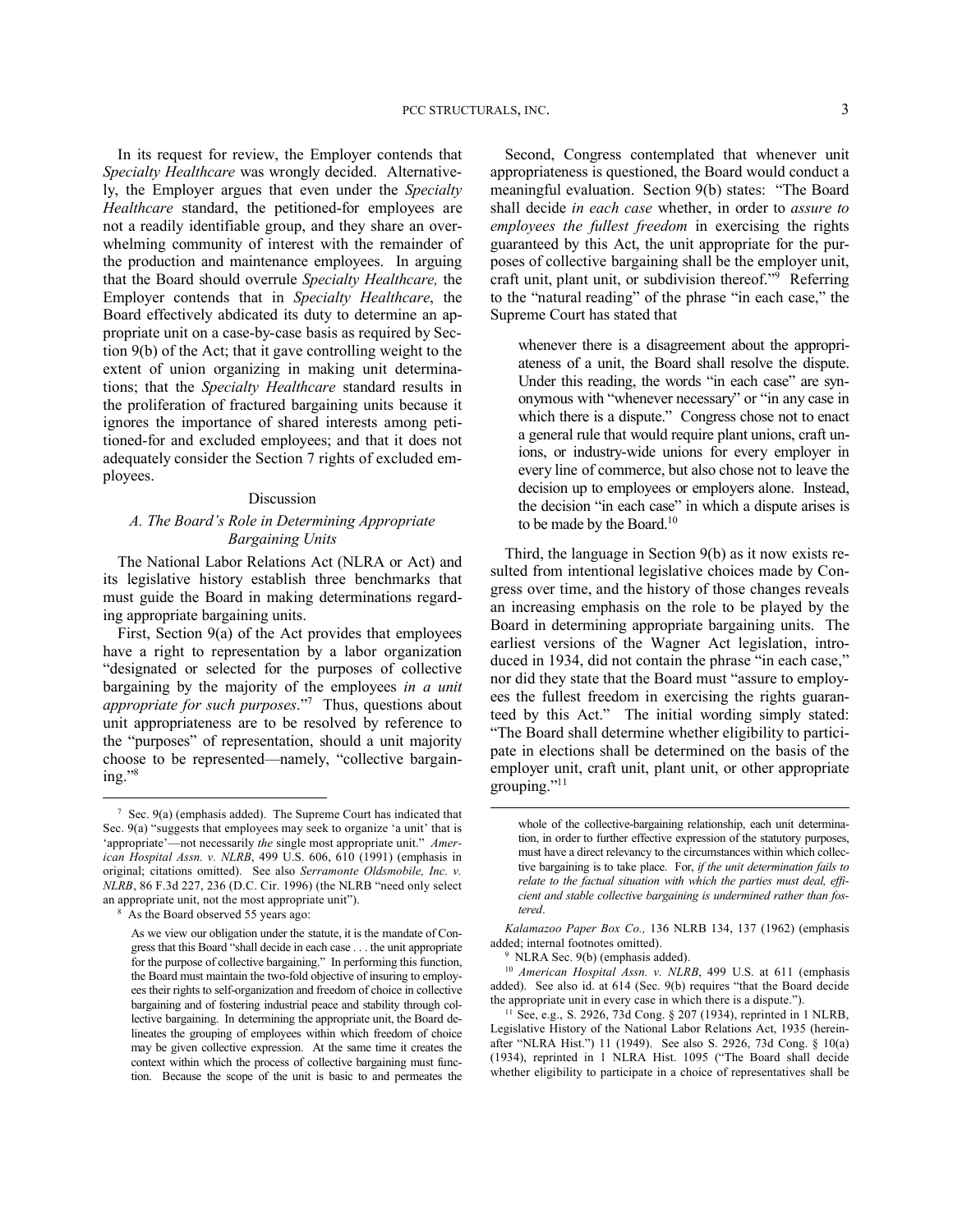In its request for review, the Employer contends that *Specialty Healthcare* was wrongly decided. Alternatively, the Employer argues that even under the *Specialty Healthcare* standard, the petitioned-for employees are not a readily identifiable group, and they share an overwhelming community of interest with the remainder of the production and maintenance employees. In arguing that the Board should overrule *Specialty Healthcare,* the Employer contends that in *Specialty Healthcare*, the Board effectively abdicated its duty to determine an appropriate unit on a case-by-case basis as required by Section 9(b) of the Act; that it gave controlling weight to the extent of union organizing in making unit determinations; that the *Specialty Healthcare* standard results in the proliferation of fractured bargaining units because it ignores the importance of shared interests among petitioned-for and excluded employees; and that it does not adequately consider the Section 7 rights of excluded employees.

## Discussion

### *A. The Board's Role in Determining Appropriate Bargaining Units*

The National Labor Relations Act (NLRA or Act) and its legislative history establish three benchmarks that must guide the Board in making determinations regarding appropriate bargaining units.

First, Section 9(a) of the Act provides that employees have a right to representation by a labor organization "designated or selected for the purposes of collective bargaining by the majority of the employees *in a unit appropriate for such purposes*."[7] Thus, questions about unit appropriateness are to be resolved by reference to the "purposes" of representation, should a unit majority choose to be represented—namely, "collective bargaining."[8]

Second, Congress contemplated that whenever unit appropriateness is questioned, the Board would conduct a meaningful evaluation. Section 9(b) states: "The Board shall decide *in each case* whether, in order to *assure to employees the fullest freedom* in exercising the rights guaranteed by this Act, the unit appropriate for the purposes of collective bargaining shall be the employer unit, craft unit, plant unit, or subdivision thereof."[9] Referring to the "natural reading" of the phrase "in each case," the Supreme Court has stated that

> whenever there is a disagreement about the appropriateness of a unit, the Board shall resolve the dispute. Under this reading, the words "in each case" are synonymous with "whenever necessary" or "in any case in which there is a dispute." Congress chose not to enact a general rule that would require plant unions, craft unions, or industry-wide unions for every employer in every line of commerce, but also chose not to leave the decision up to employees or employers alone. Instead, the decision "in each case" in which a dispute arises is to be made by the Board.[10]

Third, the language in Section 9(b) as it now exists resulted from intentional legislative choices made by Congress over time, and the history of those changes reveals an increasing emphasis on the role to be played by the Board in determining appropriate bargaining units. The earliest versions of the Wagner Act legislation, introduced in 1934, did not contain the phrase "in each case," nor did they state that the Board must "assure to employees the fullest freedom in exercising the rights guaranteed by this Act." The initial wording simply stated: "The Board shall determine whether eligibility to participate in elections shall be determined on the basis of the employer unit, craft unit, plant unit, or other appropriate grouping."[11]

---

[7] Sec. 9(a) (emphasis added). The Supreme Court has indicated that Sec. 9(a) "suggests that employees may seek to organize 'a unit' that is 'appropriate'—not necessarily *the* single most appropriate unit." *American Hospital Assn. v. NLRB*, 499 U.S. 606, 610 (1991) (emphasis in original; citations omitted). See also *Serramonte Oldsmobile, Inc. v. NLRB*, 86 F.3d 227, 236 (D.C. Cir. 1996) (the NLRB "need only select an appropriate unit, not the most appropriate unit").

[8] As the Board observed 55 years ago:

> As we view our obligation under the statute, it is the mandate of Congress that this Board "shall decide in each case . . . the unit appropriate for the purpose of collective bargaining." In performing this function, the Board must maintain the two-fold objective of insuring to employees their rights to self-organization and freedom of choice in collective bargaining and of fostering industrial peace and stability through collective bargaining. In determining the appropriate unit, the Board delineates the grouping of employees within which freedom of choice may be given collective expression. At the same time it creates the context within which the process of collective bargaining must function. Because the scope of the unit is basic to and permeates the whole of the collective-bargaining relationship, each unit determination, in order to further effective expression of the statutory purposes, must have a direct relevancy to the circumstances within which collective bargaining is to take place. For, *if the unit determination fails to relate to the factual situation with which the parties must deal, efficient and stable collective bargaining is undermined rather than fostered*.

*Kalamazoo Paper Box Co.,* 136 NLRB 134, 137 (1962) (emphasis added; internal footnotes omitted).

[9] NLRA Sec. 9(b) (emphasis added).

[10] *American Hospital Assn. v. NLRB*, 499 U.S. at 611 (emphasis added). See also id. at 614 (Sec. 9(b) requires "that the Board decide the appropriate unit in every case in which there is a dispute.").

[11] See, e.g., S. 2926, 73d Cong. § 207 (1934), reprinted in 1 NLRB, Legislative History of the National Labor Relations Act, 1935 (hereinafter "NLRA Hist.") 11 (1949). See also S. 2926, 73d Cong. § 10(a) (1934), reprinted in 1 NLRA Hist. 1095 ("The Board shall decide whether eligibility to participate in a choice of representatives shall be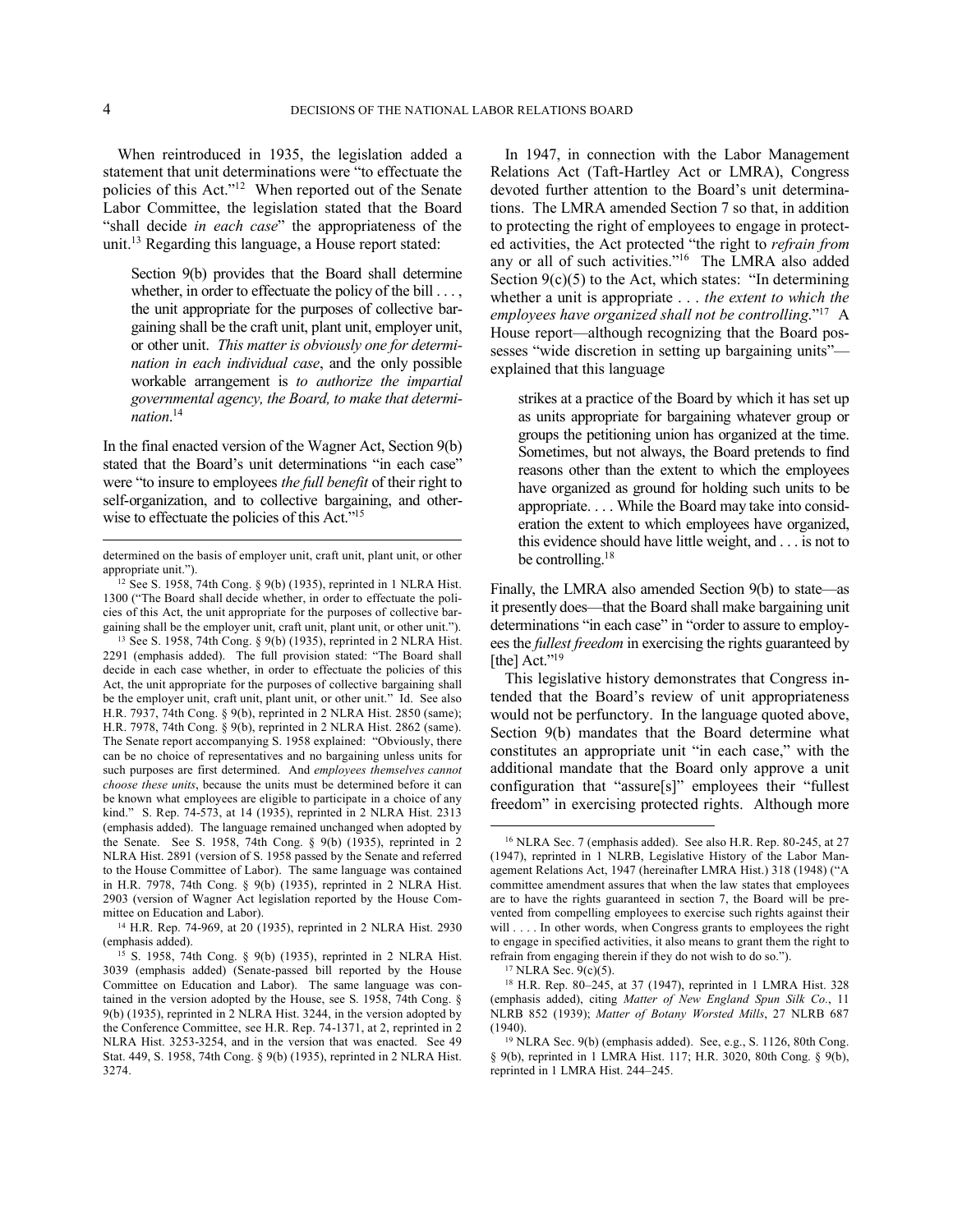When reintroduced in 1935, the legislation added a statement that unit determinations were "to effectuate the policies of this Act."[12] When reported out of the Senate Labor Committee, the legislation stated that the Board "shall decide *in each case*" the appropriateness of the unit.[13] Regarding this language, a House report stated:

> Section 9(b) provides that the Board shall determine whether, in order to effectuate the policy of the bill . . . , the unit appropriate for the purposes of collective bargaining shall be the craft unit, plant unit, employer unit, or other unit. *This matter is obviously one for determination in each individual case*, and the only possible workable arrangement is *to authorize the impartial governmental agency, the Board, to make that determination*.[14]

In the final enacted version of the Wagner Act, Section 9(b) stated that the Board's unit determinations "in each case" were "to insure to employees *the full benefit* of their right to self-organization, and to collective bargaining, and otherwise to effectuate the policies of this Act."[15]

In 1947, in connection with the Labor Management Relations Act (Taft-Hartley Act or LMRA), Congress devoted further attention to the Board's unit determinations. The LMRA amended Section 7 so that, in addition to protecting the right of employees to engage in protected activities, the Act protected "the right to *refrain from* any or all of such activities."[16] The LMRA also added Section 9(c)(5) to the Act, which states: "In determining whether a unit is appropriate . . . *the extent to which the employees have organized shall not be controlling*."[17] A House report—although recognizing that the Board possesses "wide discretion in setting up bargaining units"—explained that this language

> strikes at a practice of the Board by which it has set up as units appropriate for bargaining whatever group or groups the petitioning union has organized at the time. Sometimes, but not always, the Board pretends to find reasons other than the extent to which the employees have organized as ground for holding such units to be appropriate. . . . While the Board may take into consideration the extent to which employees have organized, this evidence should have little weight, and . . . is not to be controlling.[18]

Finally, the LMRA also amended Section 9(b) to state—as it presently does—that the Board shall make bargaining unit determinations "in each case" in "order to assure to employees the *fullest freedom* in exercising the rights guaranteed by [the] Act."[19]

This legislative history demonstrates that Congress intended that the Board's review of unit appropriateness would not be perfunctory. In the language quoted above, Section 9(b) mandates that the Board determine what constitutes an appropriate unit "in each case," with the additional mandate that the Board only approve a unit configuration that "assure[s]" employees their "fullest freedom" in exercising protected rights. Although more

---

determined on the basis of employer unit, craft unit, plant unit, or other appropriate unit.").

[12] See S. 1958, 74th Cong. § 9(b) (1935), reprinted in 1 NLRA Hist. 1300 ("The Board shall decide whether, in order to effectuate the policies of this Act, the unit appropriate for the purposes of collective bargaining shall be the employer unit, craft unit, plant unit, or other unit.").

[13] See S. 1958, 74th Cong. § 9(b) (1935), reprinted in 2 NLRA Hist. 2291 (emphasis added). The full provision stated: "The Board shall decide in each case whether, in order to effectuate the policies of this Act, the unit appropriate for the purposes of collective bargaining shall be the employer unit, craft unit, plant unit, or other unit." Id. See also H.R. 7937, 74th Cong. § 9(b), reprinted in 2 NLRA Hist. 2850 (same); H.R. 7978, 74th Cong. § 9(b), reprinted in 2 NLRA Hist. 2862 (same). The Senate report accompanying S. 1958 explained: "Obviously, there can be no choice of representatives and no bargaining unless units for such purposes are first determined. And *employees themselves cannot choose these units*, because the units must be determined before it can be known what employees are eligible to participate in a choice of any kind." S. Rep. 74-573, at 14 (1935), reprinted in 2 NLRA Hist. 2313 (emphasis added). The language remained unchanged when adopted by the Senate. See S. 1958, 74th Cong. § 9(b) (1935), reprinted in 2 NLRA Hist. 2891 (version of S. 1958 passed by the Senate and referred to the House Committee of Labor). The same language was contained in H.R. 7978, 74th Cong. § 9(b) (1935), reprinted in 2 NLRA Hist. 2903 (version of Wagner Act legislation reported by the House Committee on Education and Labor).

[14] H.R. Rep. 74-969, at 20 (1935), reprinted in 2 NLRA Hist. 2930 (emphasis added).

[15] S. 1958, 74th Cong. § 9(b) (1935), reprinted in 2 NLRA Hist. 3039 (emphasis added) (Senate-passed bill reported by the House Committee on Education and Labor). The same language was contained in the version adopted by the House, see S. 1958, 74th Cong. § 9(b) (1935), reprinted in 2 NLRA Hist. 3244, in the version adopted by the Conference Committee, see H.R. Rep. 74-1371, at 2, reprinted in 2 NLRA Hist. 3253-3254, and in the version that was enacted. See 49 Stat. 449, S. 1958, 74th Cong. § 9(b) (1935), reprinted in 2 NLRA Hist. 3274.

[16] NLRA Sec. 7 (emphasis added). See also H.R. Rep. 80-245, at 27 (1947), reprinted in 1 NLRB, Legislative History of the Labor Management Relations Act, 1947 (hereinafter LMRA Hist.) 318 (1948) ("A committee amendment assures that when the law states that employees are to have the rights guaranteed in section 7, the Board will be prevented from compelling employees to exercise such rights against their will . . . . In other words, when Congress grants to employees the right to engage in specified activities, it also means to grant them the right to refrain from engaging therein if they do not wish to do so.").

[17] NLRA Sec. 9(c)(5).

[18] H.R. Rep. 80–245, at 37 (1947), reprinted in 1 LMRA Hist. 328 (emphasis added), citing *Matter of New England Spun Silk Co.*, 11 NLRB 852 (1939); *Matter of Botany Worsted Mills*, 27 NLRB 687 (1940).

[19] NLRA Sec. 9(b) (emphasis added). See, e.g., S. 1126, 80th Cong. § 9(b), reprinted in 1 LMRA Hist. 117; H.R. 3020, 80th Cong. § 9(b), reprinted in 1 LMRA Hist. 244–245.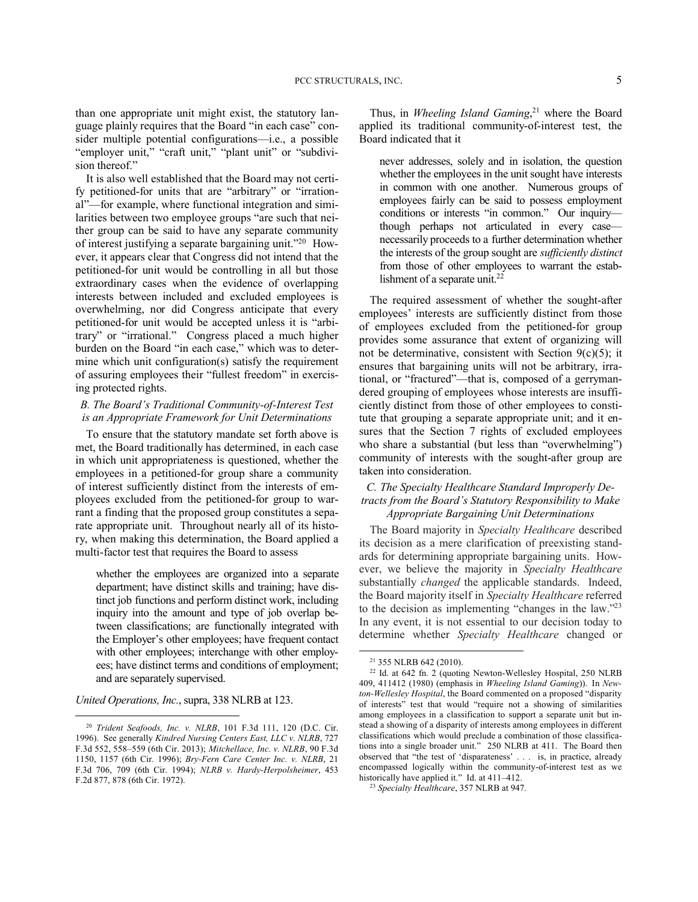than one appropriate unit might exist, the statutory language plainly requires that the Board "in each case" consider multiple potential configurations—i.e., a possible "employer unit," "craft unit," "plant unit" or "subdivision thereof."

It is also well established that the Board may not certify petitioned-for units that are "arbitrary" or "irrational"—for example, where functional integration and similarities between two employee groups "are such that neither group can be said to have any separate community of interest justifying a separate bargaining unit."[20] However, it appears clear that Congress did not intend that the petitioned-for unit would be controlling in all but those extraordinary cases when the evidence of overlapping interests between included and excluded employees is overwhelming, nor did Congress anticipate that every petitioned-for unit would be accepted unless it is "arbitrary" or "irrational." Congress placed a much higher burden on the Board "in each case," which was to determine which unit configuration(s) satisfy the requirement of assuring employees their "fullest freedom" in exercising protected rights.

### *B. The Board's Traditional Community-of-Interest Test is an Appropriate Framework for Unit Determinations*

To ensure that the statutory mandate set forth above is met, the Board traditionally has determined, in each case in which unit appropriateness is questioned, whether the employees in a petitioned-for group share a community of interest sufficiently distinct from the interests of employees excluded from the petitioned-for group to warrant a finding that the proposed group constitutes a separate appropriate unit. Throughout nearly all of its history, when making this determination, the Board applied a multi-factor test that requires the Board to assess

> whether the employees are organized into a separate department; have distinct skills and training; have distinct job functions and perform distinct work, including inquiry into the amount and type of job overlap between classifications; are functionally integrated with the Employer's other employees; have frequent contact with other employees; interchange with other employees; have distinct terms and conditions of employment; and are separately supervised.

*United Operations, Inc.*, supra, 338 NLRB at 123.

Thus, in *Wheeling Island Gaming*,[21] where the Board applied its traditional community-of-interest test, the Board indicated that it

> never addresses, solely and in isolation, the question whether the employees in the unit sought have interests in common with one another. Numerous groups of employees fairly can be said to possess employment conditions or interests "in common." Our inquiry—though perhaps not articulated in every case—necessarily proceeds to a further determination whether the interests of the group sought are *sufficiently distinct* from those of other employees to warrant the establishment of a separate unit.[22]

The required assessment of whether the sought-after employees' interests are sufficiently distinct from those of employees excluded from the petitioned-for group provides some assurance that extent of organizing will not be determinative, consistent with Section 9(c)(5); it ensures that bargaining units will not be arbitrary, irrational, or "fractured"—that is, composed of a gerrymandered grouping of employees whose interests are insufficiently distinct from those of other employees to constitute that grouping a separate appropriate unit; and it ensures that the Section 7 rights of excluded employees who share a substantial (but less than "overwhelming") community of interests with the sought-after group are taken into consideration.

### *C. The Specialty Healthcare Standard Improperly Detracts from the Board's Statutory Responsibility to Make Appropriate Bargaining Unit Determinations*

The Board majority in *Specialty Healthcare* described its decision as a mere clarification of preexisting standards for determining appropriate bargaining units. However, we believe the majority in *Specialty Healthcare* substantially *changed* the applicable standards. Indeed, the Board majority itself in *Specialty Healthcare* referred to the decision as implementing "changes in the law."[23] In any event, it is not essential to our decision today to determine whether *Specialty Healthcare* changed or

---

[20] *Trident Seafoods, Inc. v. NLRB*, 101 F.3d 111, 120 (D.C. Cir. 1996). See generally *Kindred Nursing Centers East, LLC v. NLRB*, 727 F.3d 552, 558–559 (6th Cir. 2013); *Mitchellace, Inc. v. NLRB*, 90 F.3d 1150, 1157 (6th Cir. 1996); *Bry-Fern Care Center Inc. v. NLRB*, 21 F.3d 706, 709 (6th Cir. 1994); *NLRB v. Hardy-Herpolsheimer*, 453 F.2d 877, 878 (6th Cir. 1972).

[21] 355 NLRB 642 (2010).

[22] Id. at 642 fn. 2 (quoting Newton-Wellesley Hospital, 250 NLRB 409, 411412 (1980) (emphasis in *Wheeling Island Gaming*)). In *Newton-Wellesley Hospital*, the Board commented on a proposed "disparity of interests" test that would "require not a showing of similarities among employees in a classification to support a separate unit but instead a showing of a disparity of interests among employees in different classifications which would preclude a combination of those classifications into a single broader unit." 250 NLRB at 411. The Board then observed that "the test of 'disparateness' . . . is, in practice, already encompassed logically within the community-of-interest test as we historically have applied it." Id. at 411–412.

[23] *Specialty Healthcare*, 357 NLRB at 947.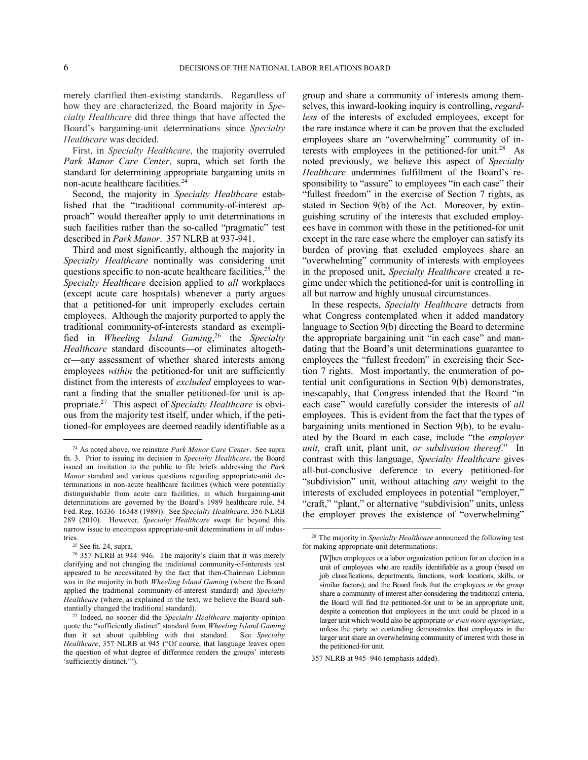merely clarified then-existing standards. Regardless of how they are characterized, the Board majority in *Specialty Healthcare* did three things that have affected the Board's bargaining-unit determinations since *Specialty Healthcare* was decided.

First, in *Specialty Healthcare*, the majority overruled *Park Manor Care Center*, supra, which set forth the standard for determining appropriate bargaining units in non-acute healthcare facilities.[24]

Second, the majority in *Specialty Healthcare* established that the "traditional community-of-interest approach" would thereafter apply to unit determinations in such facilities rather than the so-called "pragmatic" test described in *Park Manor*. 357 NLRB at 937-941.

Third and most significantly, although the majority in *Specialty Healthcare* nominally was considering unit questions specific to non-acute healthcare facilities,[25] the *Specialty Healthcare* decision applied to *all* workplaces (except acute care hospitals) whenever a party argues that a petitioned-for unit improperly excludes certain employees. Although the majority purported to apply the traditional community-of-interests standard as exemplified in *Wheeling Island Gaming*,[26] the *Specialty Healthcare* standard discounts—or eliminates altogether—any assessment of whether shared interests among employees *within* the petitioned-for unit are sufficiently distinct from the interests of *excluded* employees to warrant a finding that the smaller petitioned-for unit is appropriate.[27] This aspect of *Specialty Healthcare* is obvious from the majority test itself, under which, if the petitioned-for employees are deemed readily identifiable as a group and share a community of interests among themselves, this inward-looking inquiry is controlling, *regardless* of the interests of excluded employees, except for the rare instance where it can be proven that the excluded employees share an "overwhelming" community of interests with employees in the petitioned-for unit.[28] As noted previously, we believe this aspect of *Specialty Healthcare* undermines fulfillment of the Board's responsibility to "assure" to employees "in each case" their "fullest freedom" in the exercise of Section 7 rights, as stated in Section 9(b) of the Act. Moreover, by extinguishing scrutiny of the interests that excluded employees have in common with those in the petitioned-for unit except in the rare case where the employer can satisfy its burden of proving that excluded employees share an "overwhelming" community of interests with employees in the proposed unit, *Specialty Healthcare* created a regime under which the petitioned-for unit is controlling in all but narrow and highly unusual circumstances.

In these respects, *Specialty Healthcare* detracts from what Congress contemplated when it added mandatory language to Section 9(b) directing the Board to determine the appropriate bargaining unit "in each case" and mandating that the Board's unit determinations guarantee to employees the "fullest freedom" in exercising their Section 7 rights. Most importantly, the enumeration of potential unit configurations in Section 9(b) demonstrates, inescapably, that Congress intended that the Board "in each case" would carefully consider the interests of *all* employees. This is evident from the fact that the types of bargaining units mentioned in Section 9(b), to be evaluated by the Board in each case, include "the *employer unit*, craft unit, plant unit, *or subdivision thereof*." In contrast with this language, *Specialty Healthcare* gives all-but-conclusive deference to every petitioned-for "subdivision" unit, without attaching *any* weight to the interests of excluded employees in potential "employer," "craft," "plant," or alternative "subdivision" units, unless the employer proves the existence of "overwhelming"

---

[24] As noted above, we reinstate *Park Manor Care Center*. See supra fn. 3. Prior to issuing its decision in *Specialty Healthcare*, the Board issued an invitation to the public to file briefs addressing the *Park Manor* standard and various questions regarding appropriate-unit determinations in non-acute healthcare facilities (which were potentially distinguishable from acute care facilities, in which bargaining-unit determinations are governed by the Board's 1989 healthcare rule, 54 Fed. Reg. 16336–16348 (1989)). See *Specialty Healthcare*, 356 NLRB 289 (2010). However, *Specialty Healthcare* swept far beyond this narrow issue to encompass appropriate-unit determinations in *all* industries.

[25] See fn. 24, supra.

[26] 357 NLRB at 944–946. The majority's claim that it was merely clarifying and not changing the traditional community-of-interests test appeared to be necessitated by the fact that then-Chairman Liebman was in the majority in both *Wheeling Island Gaming* (where the Board applied the traditional community-of-interest standard) and *Specialty Healthcare* (where, as explained in the text, we believe the Board substantially changed the traditional standard).

[27] Indeed, no sooner did the *Specialty Healthcare* majority opinion quote the "sufficiently distinct" standard from *Wheeling Island Gaming* than it set about quibbling with that standard. See *Specialty Healthcare*, 357 NLRB at 945 ("Of course, that language leaves open the question of what degree of difference renders the groups' interests 'sufficiently distinct.'").

[28] The majority in *Specialty Healthcare* announced the following test for making appropriate-unit determinations:

> [W]hen employees or a labor organization petition for an election in a unit of employees who are readily identifiable as a group (based on job classifications, departments, functions, work locations, skills, or similar factors), and the Board finds that the employees *in the group* share a community of interest after considering the traditional criteria, the Board will find the petitioned-for unit to be an appropriate unit, despite a contention that employees in the unit could be placed in a larger unit which would also be appropriate *or even more appropriate*, unless the party so contending demonstrates that employees in the larger unit share an overwhelming community of interest with those in the petitioned-for unit.

357 NLRB at 945–946 (emphasis added).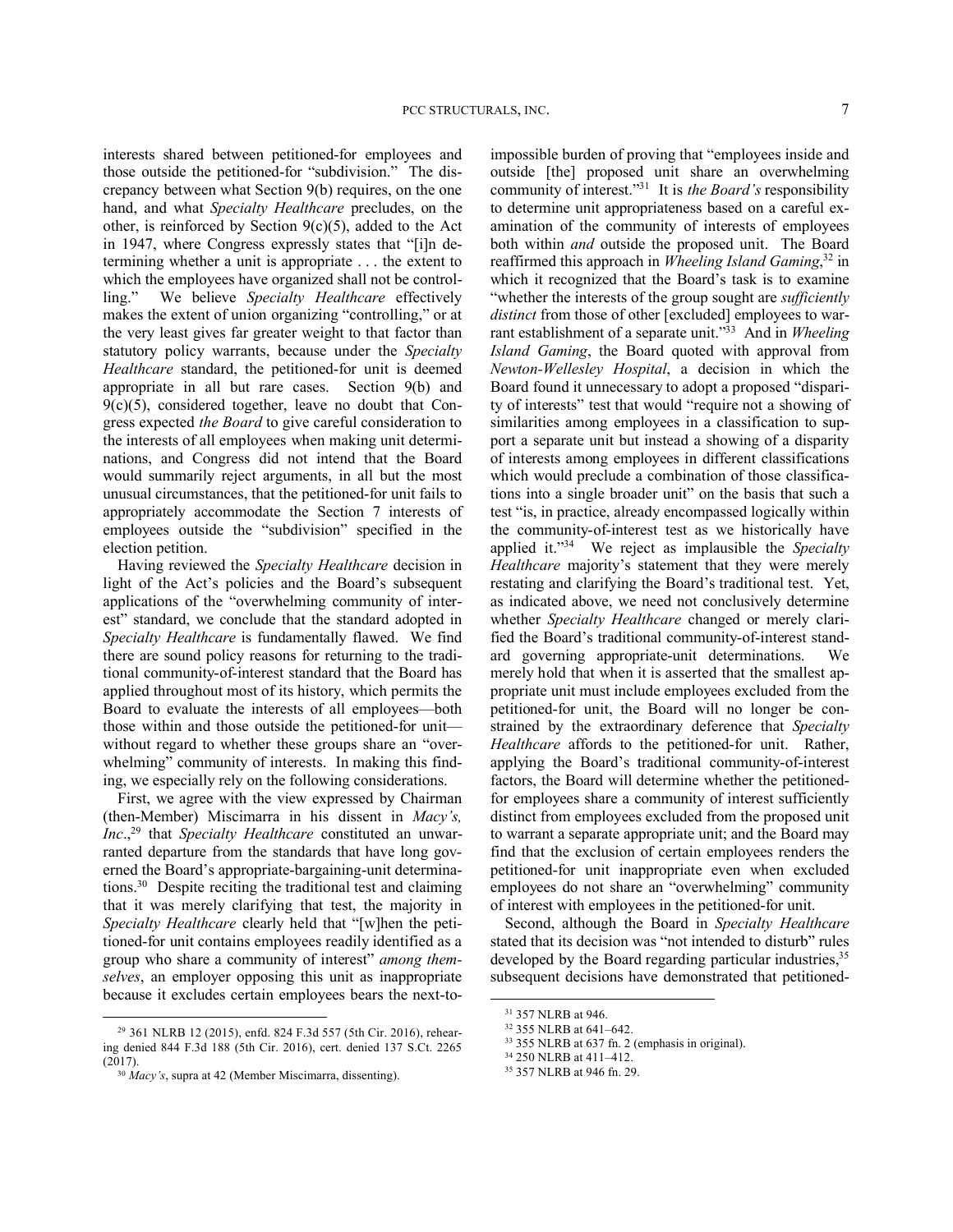interests shared between petitioned-for employees and those outside the petitioned-for "subdivision." The discrepancy between what Section 9(b) requires, on the one hand, and what *Specialty Healthcare* precludes, on the other, is reinforced by Section 9(c)(5), added to the Act in 1947, where Congress expressly states that "[i]n determining whether a unit is appropriate . . . the extent to which the employees have organized shall not be controlling." We believe *Specialty Healthcare* effectively makes the extent of union organizing "controlling," or at the very least gives far greater weight to that factor than statutory policy warrants, because under the *Specialty Healthcare* standard, the petitioned-for unit is deemed appropriate in all but rare cases. Section 9(b) and 9(c)(5), considered together, leave no doubt that Congress expected *the Board* to give careful consideration to the interests of all employees when making unit determinations, and Congress did not intend that the Board would summarily reject arguments, in all but the most unusual circumstances, that the petitioned-for unit fails to appropriately accommodate the Section 7 interests of employees outside the "subdivision" specified in the election petition.

Having reviewed the *Specialty Healthcare* decision in light of the Act's policies and the Board's subsequent applications of the "overwhelming community of interest" standard, we conclude that the standard adopted in *Specialty Healthcare* is fundamentally flawed. We find there are sound policy reasons for returning to the traditional community-of-interest standard that the Board has applied throughout most of its history, which permits the Board to evaluate the interests of all employees—both those within and those outside the petitioned-for unit—without regard to whether these groups share an "overwhelming" community of interests. In making this finding, we especially rely on the following considerations.

First, we agree with the view expressed by Chairman (then-Member) Miscimarra in his dissent in *Macy's, Inc.*,[29] that *Specialty Healthcare* constituted an unwarranted departure from the standards that have long governed the Board's appropriate-bargaining-unit determinations.[30] Despite reciting the traditional test and claiming that it was merely clarifying that test, the majority in *Specialty Healthcare* clearly held that "[w]hen the petitioned-for unit contains employees readily identified as a group who share a community of interest" *among themselves*, an employer opposing this unit as inappropriate because it excludes certain employees bears the next-to-impossible burden of proving that "employees inside and outside [the] proposed unit share an overwhelming community of interest."[31] It is *the Board's* responsibility to determine unit appropriateness based on a careful examination of the community of interests of employees both within *and* outside the proposed unit. The Board reaffirmed this approach in *Wheeling Island Gaming*,[32] in which it recognized that the Board's task is to examine "whether the interests of the group sought are *sufficiently distinct* from those of other [excluded] employees to warrant establishment of a separate unit."[33] And in *Wheeling Island Gaming*, the Board quoted with approval from *Newton-Wellesley Hospital*, a decision in which the Board found it unnecessary to adopt a proposed "disparity of interests" test that would "require not a showing of similarities among employees in a classification to support a separate unit but instead a showing of a disparity of interests among employees in different classifications which would preclude a combination of those classifications into a single broader unit" on the basis that such a test "is, in practice, already encompassed logically within the community-of-interest test as we historically have applied it."[34] We reject as implausible the *Specialty Healthcare* majority's statement that they were merely restating and clarifying the Board's traditional test. Yet, as indicated above, we need not conclusively determine whether *Specialty Healthcare* changed or merely clarified the Board's traditional community-of-interest standard governing appropriate-unit determinations. We merely hold that when it is asserted that the smallest appropriate unit must include employees excluded from the petitioned-for unit, the Board will no longer be constrained by the extraordinary deference that *Specialty Healthcare* affords to the petitioned-for unit. Rather, applying the Board's traditional community-of-interest factors, the Board will determine whether the petitioned-for employees share a community of interest sufficiently distinct from employees excluded from the proposed unit to warrant a separate appropriate unit; and the Board may find that the exclusion of certain employees renders the petitioned-for unit inappropriate even when excluded employees do not share an "overwhelming" community of interest with employees in the petitioned-for unit.

Second, although the Board in *Specialty Healthcare* stated that its decision was "not intended to disturb" rules developed by the Board regarding particular industries,[35] subsequent decisions have demonstrated that petitioned-

---

[29] 361 NLRB 12 (2015), enfd. 824 F.3d 557 (5th Cir. 2016), rehearing denied 844 F.3d 188 (5th Cir. 2016), cert. denied 137 S.Ct. 2265 (2017).

[30] *Macy's*, supra at 42 (Member Miscimarra, dissenting).

[31] 357 NLRB at 946.

[32] 355 NLRB at 641–642.

[33] 355 NLRB at 637 fn. 2 (emphasis in original).

[34] 250 NLRB at 411–412.

[35] 357 NLRB at 946 fn. 29.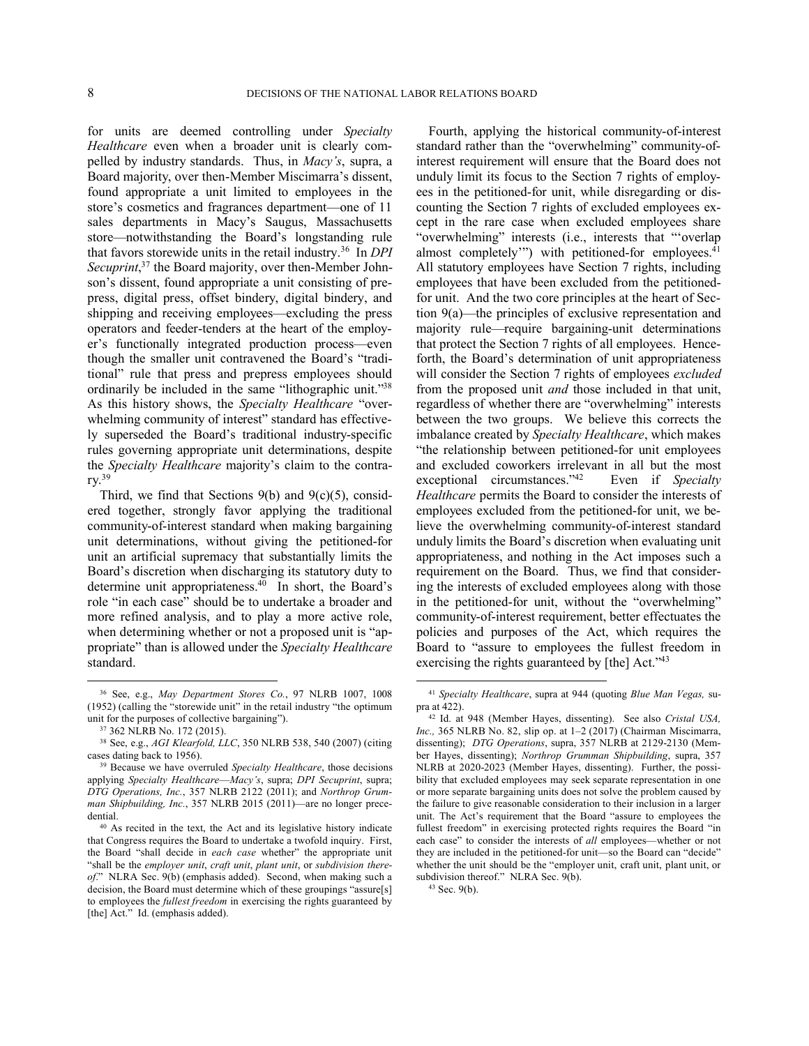for units are deemed controlling under *Specialty Healthcare* even when a broader unit is clearly compelled by industry standards. Thus, in *Macy's*, supra, a Board majority, over then-Member Miscimarra's dissent, found appropriate a unit limited to employees in the store's cosmetics and fragrances department—one of 11 sales departments in Macy's Saugus, Massachusetts store—notwithstanding the Board's longstanding rule that favors storewide units in the retail industry.[36] In *DPI Secuprint*,[37] the Board majority, over then-Member Johnson's dissent, found appropriate a unit consisting of prepress, digital press, offset bindery, digital bindery, and shipping and receiving employees—excluding the press operators and feeder-tenders at the heart of the employer's functionally integrated production process—even though the smaller unit contravened the Board's "traditional" rule that press and prepress employees should ordinarily be included in the same "lithographic unit."[38] As this history shows, the *Specialty Healthcare* "overwhelming community of interest" standard has effectively superseded the Board's traditional industry-specific rules governing appropriate unit determinations, despite the *Specialty Healthcare* majority's claim to the contrary.[39]

Third, we find that Sections 9(b) and 9(c)(5), considered together, strongly favor applying the traditional community-of-interest standard when making bargaining unit determinations, without giving the petitioned-for unit an artificial supremacy that substantially limits the Board's discretion when discharging its statutory duty to determine unit appropriateness.[40] In short, the Board's role "in each case" should be to undertake a broader and more refined analysis, and to play a more active role, when determining whether or not a proposed unit is "appropriate" than is allowed under the *Specialty Healthcare* standard.

Fourth, applying the historical community-of-interest standard rather than the "overwhelming" community-of-interest requirement will ensure that the Board does not unduly limit its focus to the Section 7 rights of employees in the petitioned-for unit, while disregarding or discounting the Section 7 rights of excluded employees except in the rare case when excluded employees share "overwhelming" interests (i.e., interests that "'overlap almost completely'") with petitioned-for employees.[41] All statutory employees have Section 7 rights, including employees that have been excluded from the petitioned-for unit. And the two core principles at the heart of Section 9(a)—the principles of exclusive representation and majority rule—require bargaining-unit determinations that protect the Section 7 rights of all employees. Henceforth, the Board's determination of unit appropriateness will consider the Section 7 rights of employees *excluded* from the proposed unit *and* those included in that unit, regardless of whether there are "overwhelming" interests between the two groups. We believe this corrects the imbalance created by *Specialty Healthcare*, which makes "the relationship between petitioned-for unit employees and excluded coworkers irrelevant in all but the most exceptional circumstances."[42] Even if *Specialty Healthcare* permits the Board to consider the interests of employees excluded from the petitioned-for unit, we believe the overwhelming community-of-interest standard unduly limits the Board's discretion when evaluating unit appropriateness, and nothing in the Act imposes such a requirement on the Board. Thus, we find that considering the interests of excluded employees along with those in the petitioned-for unit, without the "overwhelming" community-of-interest requirement, better effectuates the policies and purposes of the Act, which requires the Board to "assure to employees the fullest freedom in exercising the rights guaranteed by [the] Act."[43]

---

[36] See, e.g., *May Department Stores Co.*, 97 NLRB 1007, 1008 (1952) (calling the "storewide unit" in the retail industry "the optimum unit for the purposes of collective bargaining").

[37] 362 NLRB No. 172 (2015).

[38] See, e.g., *AGI Klearfold, LLC*, 350 NLRB 538, 540 (2007) (citing cases dating back to 1956).

[39] Because we have overruled *Specialty Healthcare*, those decisions applying *Specialty Healthcare*—*Macy's*, supra; *DPI Secuprint*, supra; *DTG Operations, Inc.*, 357 NLRB 2122 (2011); and *Northrop Grumman Shipbuilding, Inc.*, 357 NLRB 2015 (2011)—are no longer precedential.

[40] As recited in the text, the Act and its legislative history indicate that Congress requires the Board to undertake a twofold inquiry. First, the Board "shall decide in *each case* whether" the appropriate unit "shall be the *employer unit*, *craft unit*, *plant unit*, or *subdivision thereof*." NLRA Sec. 9(b) (emphasis added). Second, when making such a decision, the Board must determine which of these groupings "assure[s] to employees the *fullest freedom* in exercising the rights guaranteed by [the] Act." Id. (emphasis added).

[41] *Specialty Healthcare*, supra at 944 (quoting *Blue Man Vegas,* supra at 422).

[42] Id. at 948 (Member Hayes, dissenting). See also *Cristal USA, Inc.,* 365 NLRB No. 82, slip op. at 1–2 (2017) (Chairman Miscimarra, dissenting); *DTG Operations*, supra, 357 NLRB at 2129-2130 (Member Hayes, dissenting); *Northrop Grumman Shipbuilding*, supra, 357 NLRB at 2020-2023 (Member Hayes, dissenting). Further, the possibility that excluded employees may seek separate representation in one or more separate bargaining units does not solve the problem caused by the failure to give reasonable consideration to their inclusion in a larger unit. The Act's requirement that the Board "assure to employees the fullest freedom" in exercising protected rights requires the Board "in each case" to consider the interests of *all* employees—whether or not they are included in the petitioned-for unit—so the Board can "decide" whether the unit should be the "employer unit, craft unit, plant unit, or subdivision thereof." NLRA Sec. 9(b).

[43] Sec. 9(b).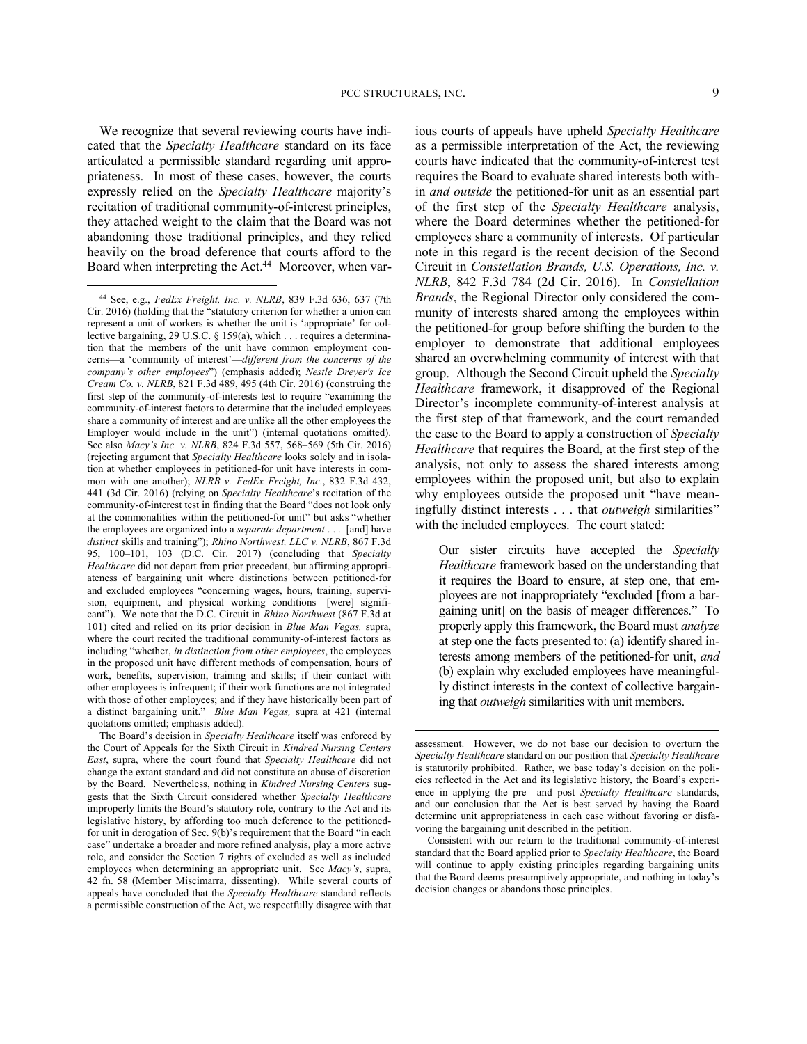We recognize that several reviewing courts have indicated that the *Specialty Healthcare* standard on its face articulated a permissible standard regarding unit appropriateness. In most of these cases, however, the courts expressly relied on the *Specialty Healthcare* majority's recitation of traditional community-of-interest principles, they attached weight to the claim that the Board was not abandoning those traditional principles, and they relied heavily on the broad deference that courts afford to the Board when interpreting the Act.[44] Moreover, when various courts of appeals have upheld *Specialty Healthcare* as a permissible interpretation of the Act, the reviewing courts have indicated that the community-of-interest test requires the Board to evaluate shared interests both within *and outside* the petitioned-for unit as an essential part of the first step of the *Specialty Healthcare* analysis, where the Board determines whether the petitioned-for employees share a community of interests. Of particular note in this regard is the recent decision of the Second Circuit in *Constellation Brands, U.S. Operations, Inc. v. NLRB*, 842 F.3d 784 (2d Cir. 2016). In *Constellation Brands*, the Regional Director only considered the community of interests shared among the employees within the petitioned-for group before shifting the burden to the employer to demonstrate that additional employees shared an overwhelming community of interest with that group. Although the Second Circuit upheld the *Specialty Healthcare* framework, it disapproved of the Regional Director's incomplete community-of-interest analysis at the first step of that framework, and the court remanded the case to the Board to apply a construction of *Specialty Healthcare* that requires the Board, at the first step of the analysis, not only to assess the shared interests among employees within the proposed unit, but also to explain why employees outside the proposed unit "have meaningfully distinct interests . . . that *outweigh* similarities" with the included employees. The court stated:

> Our sister circuits have accepted the *Specialty Healthcare* framework based on the understanding that it requires the Board to ensure, at step one, that employees are not inappropriately "excluded [from a bargaining unit] on the basis of meager differences." To properly apply this framework, the Board must *analyze* at step one the facts presented to: (a) identify shared interests among members of the petitioned-for unit, *and* (b) explain why excluded employees have meaningfully distinct interests in the context of collective bargaining that *outweigh* similarities with unit members.

---

[44] See, e.g., *FedEx Freight, Inc. v. NLRB*, 839 F.3d 636, 637 (7th Cir. 2016) (holding that the "statutory criterion for whether a union can represent a unit of workers is whether the unit is 'appropriate' for collective bargaining, 29 U.S.C. § 159(a), which . . . requires a determination that the members of the unit have common employment concerns—a 'community of interest'—*different from the concerns of the company's other employees*") (emphasis added); *Nestle Dreyer's Ice Cream Co. v. NLRB*, 821 F.3d 489, 495 (4th Cir. 2016) (construing the first step of the community-of-interests test to require "examining the community-of-interest factors to determine that the included employees share a community of interest and are unlike all the other employees the Employer would include in the unit") (internal quotations omitted). See also *Macy's Inc. v. NLRB*, 824 F.3d 557, 568–569 (5th Cir. 2016) (rejecting argument that *Specialty Healthcare* looks solely and in isolation at whether employees in petitioned-for unit have interests in common with one another); *NLRB v. FedEx Freight, Inc.*, 832 F.3d 432, 441 (3d Cir. 2016) (relying on *Specialty Healthcare*'s recitation of the community-of-interest test in finding that the Board "does not look only at the commonalities within the petitioned-for unit" but asks "whether the employees are organized into a *separate department* . . . [and] have *distinct* skills and training"); *Rhino Northwest, LLC v. NLRB*, 867 F.3d 95, 100–101, 103 (D.C. Cir. 2017) (concluding that *Specialty Healthcare* did not depart from prior precedent, but affirming appropriateness of bargaining unit where distinctions between petitioned-for and excluded employees "concerning wages, hours, training, supervision, equipment, and physical working conditions—[were] significant"). We note that the D.C. Circuit in *Rhino Northwest* (867 F.3d at 101) cited and relied on its prior decision in *Blue Man Vegas,* supra, where the court recited the traditional community-of-interest factors as including "whether, *in distinction from other employees*, the employees in the proposed unit have different methods of compensation, hours of work, benefits, supervision, training and skills; if their contact with other employees is infrequent; if their work functions are not integrated with those of other employees; and if they have historically been part of a distinct bargaining unit." *Blue Man Vegas,* supra at 421 (internal quotations omitted; emphasis added).

The Board's decision in *Specialty Healthcare* itself was enforced by the Court of Appeals for the Sixth Circuit in *Kindred Nursing Centers East*, supra, where the court found that *Specialty Healthcare* did not change the extant standard and did not constitute an abuse of discretion by the Board. Nevertheless, nothing in *Kindred Nursing Centers* suggests that the Sixth Circuit considered whether *Specialty Healthcare* improperly limits the Board's statutory role, contrary to the Act and its legislative history, by affording too much deference to the petitioned-for unit in derogation of Sec. 9(b)'s requirement that the Board "in each case" undertake a broader and more refined analysis, play a more active role, and consider the Section 7 rights of excluded as well as included employees when determining an appropriate unit. See *Macy's*, supra, 42 fn. 58 (Member Miscimarra, dissenting). While several courts of appeals have concluded that the *Specialty Healthcare* standard reflects a permissible construction of the Act, we respectfully disagree with that assessment. However, we do not base our decision to overturn the *Specialty Healthcare* standard on our position that *Specialty Healthcare* is statutorily prohibited. Rather, we base today's decision on the policies reflected in the Act and its legislative history, the Board's experience in applying the pre—and post–*Specialty Healthcare* standards, and our conclusion that the Act is best served by having the Board determine unit appropriateness in each case without favoring or disfavoring the bargaining unit described in the petition.

Consistent with our return to the traditional community-of-interest standard that the Board applied prior to *Specialty Healthcare*, the Board will continue to apply existing principles regarding bargaining units that the Board deems presumptively appropriate, and nothing in today's decision changes or abandons those principles.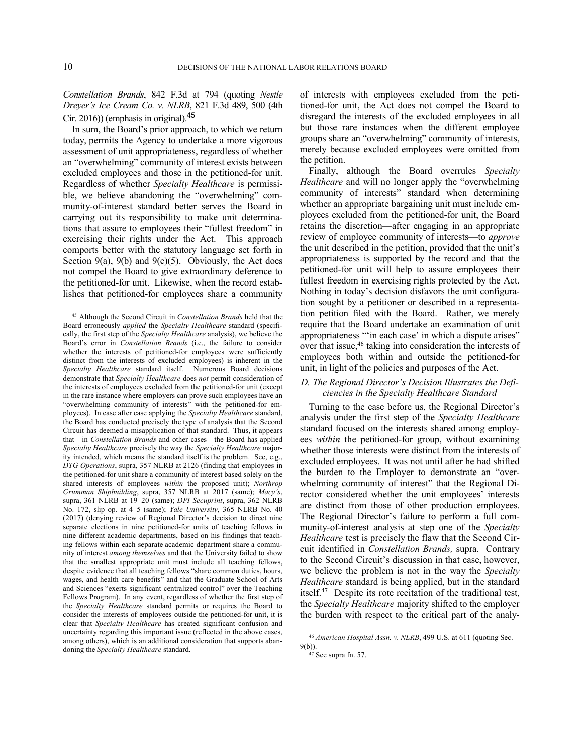*Constellation Brands*, 842 F.3d at 794 (quoting *Nestle Dreyer's Ice Cream Co. v. NLRB*, 821 F.3d 489, 500 (4th Cir. 2016)) (emphasis in original).[45]

In sum, the Board's prior approach, to which we return today, permits the Agency to undertake a more vigorous assessment of unit appropriateness, regardless of whether an "overwhelming" community of interest exists between excluded employees and those in the petitioned-for unit. Regardless of whether *Specialty Healthcare* is permissible, we believe abandoning the "overwhelming" community-of-interest standard better serves the Board in carrying out its responsibility to make unit determinations that assure to employees their "fullest freedom" in exercising their rights under the Act. This approach comports better with the statutory language set forth in Section 9(a), 9(b) and 9(c)(5). Obviously, the Act does not compel the Board to give extraordinary deference to the petitioned-for unit. Likewise, when the record establishes that petitioned-for employees share a community of interests with employees excluded from the petitioned-for unit, the Act does not compel the Board to disregard the interests of the excluded employees in all but those rare instances when the different employee groups share an "overwhelming" community of interests, merely because excluded employees were omitted from the petition.

Finally, although the Board overrules *Specialty Healthcare* and will no longer apply the "overwhelming community of interests" standard when determining whether an appropriate bargaining unit must include employees excluded from the petitioned-for unit, the Board retains the discretion—after engaging in an appropriate review of employee community of interests—to *approve* the unit described in the petition, provided that the unit's appropriateness is supported by the record and that the petitioned-for unit will help to assure employees their fullest freedom in exercising rights protected by the Act. Nothing in today's decision disfavors the unit configuration sought by a petitioner or described in a representation petition filed with the Board. Rather, we merely require that the Board undertake an examination of unit appropriateness "'in each case' in which a dispute arises" over that issue,[46] taking into consideration the interests of employees both within and outside the petitioned-for unit, in light of the policies and purposes of the Act.

### *D. The Regional Director's Decision Illustrates the Deficiencies in the Specialty Healthcare Standard*

Turning to the case before us, the Regional Director's analysis under the first step of the *Specialty Healthcare* standard focused on the interests shared among employees *within* the petitioned-for group, without examining whether those interests were distinct from the interests of excluded employees. It was not until after he had shifted the burden to the Employer to demonstrate an "overwhelming community of interest" that the Regional Director considered whether the unit employees' interests are distinct from those of other production employees. The Regional Director's failure to perform a full community-of-interest analysis at step one of the *Specialty Healthcare* test is precisely the flaw that the Second Circuit identified in *Constellation Brands,* supra*.* Contrary to the Second Circuit's discussion in that case, however, we believe the problem is not in the way the *Specialty Healthcare* standard is being applied, but in the standard itself.[47] Despite its rote recitation of the traditional test, the *Specialty Healthcare* majority shifted to the employer the burden with respect to the critical part of the analy-

---

[45] Although the Second Circuit in *Constellation Brands* held that the Board erroneously *applied* the *Specialty Healthcare* standard (specifically, the first step of the *Specialty Healthcare* analysis), we believe the Board's error in *Constellation Brands* (i.e., the failure to consider whether the interests of petitioned-for employees were sufficiently distinct from the interests of excluded employees) is inherent in the *Specialty Healthcare* standard itself. Numerous Board decisions demonstrate that *Specialty Healthcare* does *not* permit consideration of the interests of employees excluded from the petitioned-for unit (except in the rare instance where employers can prove such employees have an "overwhelming community of interests" with the petitioned-for employees). In case after case applying the *Specialty Healthcare* standard, the Board has conducted precisely the type of analysis that the Second Circuit has deemed a misapplication of that standard. Thus, it appears that—in *Constellation Brands* and other cases—the Board has applied *Specialty Healthcare* precisely the way the *Specialty Healthcare* majority intended, which means the standard itself is the problem. See, e.g., *DTG Operations*, supra, 357 NLRB at 2126 (finding that employees in the petitioned-for unit share a community of interest based solely on the shared interests of employees *within* the proposed unit); *Northrop Grumman Shipbuilding*, supra, 357 NLRB at 2017 (same); *Macy's*, supra, 361 NLRB at 19–20 (same); *DPI Secuprint*, supra, 362 NLRB No. 172, slip op. at 4–5 (same); *Yale University*, 365 NLRB No. 40 (2017) (denying review of Regional Director's decision to direct nine separate elections in nine petitioned-for units of teaching fellows in nine different academic departments, based on his findings that teaching fellows within each separate academic department share a community of interest *among themselves* and that the University failed to show that the smallest appropriate unit must include all teaching fellows, despite evidence that all teaching fellows "share common duties, hours, wages, and health care benefits" and that the Graduate School of Arts and Sciences "exerts significant centralized control" over the Teaching Fellows Program). In any event, regardless of whether the first step of the *Specialty Healthcare* standard permits or requires the Board to consider the interests of employees outside the petitioned-for unit, it is clear that *Specialty Healthcare* has created significant confusion and uncertainty regarding this important issue (reflected in the above cases, among others), which is an additional consideration that supports abandoning the *Specialty Healthcare* standard.

[46] *American Hospital Assn. v. NLRB*, 499 U.S. at 611 (quoting Sec. 9(b)).

[47] See supra fn. 57.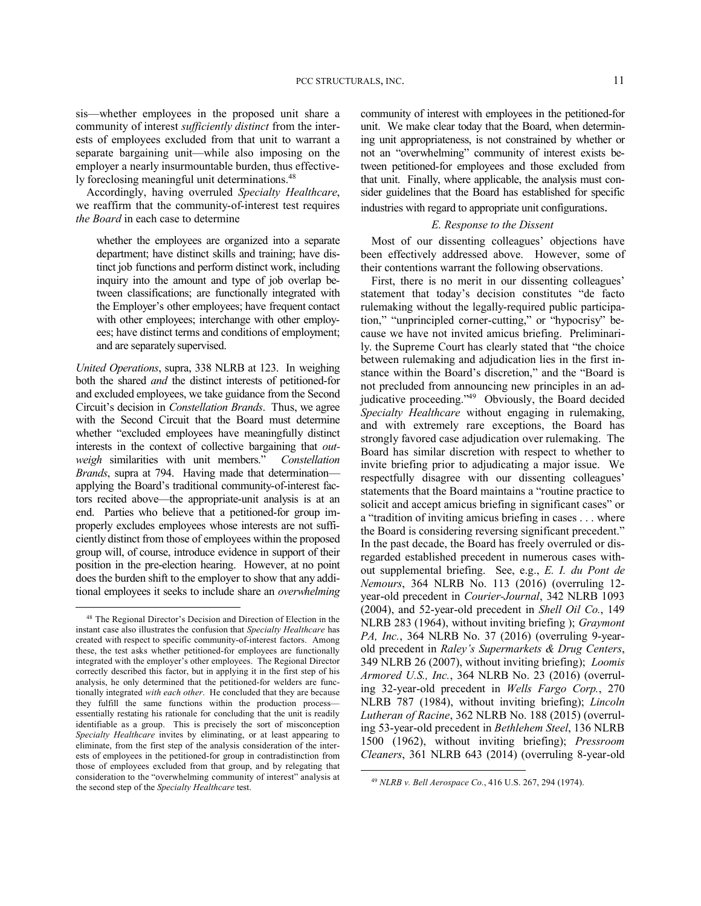sis—whether employees in the proposed unit share a community of interest *sufficiently distinct* from the interests of employees excluded from that unit to warrant a separate bargaining unit—while also imposing on the employer a nearly insurmountable burden, thus effectively foreclosing meaningful unit determinations.[48]

Accordingly, having overruled *Specialty Healthcare*, we reaffirm that the community-of-interest test requires *the Board* in each case to determine

> whether the employees are organized into a separate department; have distinct skills and training; have distinct job functions and perform distinct work, including inquiry into the amount and type of job overlap between classifications; are functionally integrated with the Employer's other employees; have frequent contact with other employees; interchange with other employees; have distinct terms and conditions of employment; and are separately supervised.

*United Operations*, supra, 338 NLRB at 123. In weighing both the shared *and* the distinct interests of petitioned-for and excluded employees, we take guidance from the Second Circuit's decision in *Constellation Brands*. Thus, we agree with the Second Circuit that the Board must determine whether "excluded employees have meaningfully distinct interests in the context of collective bargaining that *outweigh* similarities with unit members." *Constellation Brands*, supra at 794. Having made that determination—applying the Board's traditional community-of-interest factors recited above—the appropriate-unit analysis is at an end. Parties who believe that a petitioned-for group improperly excludes employees whose interests are not sufficiently distinct from those of employees within the proposed group will, of course, introduce evidence in support of their position in the pre-election hearing. However, at no point does the burden shift to the employer to show that any additional employees it seeks to include share an *overwhelming* community of interest with employees in the petitioned-for unit. We make clear today that the Board, when determining unit appropriateness, is not constrained by whether or not an "overwhelming" community of interest exists between petitioned-for employees and those excluded from that unit. Finally, where applicable, the analysis must consider guidelines that the Board has established for specific industries with regard to appropriate unit configurations.

### *E. Response to the Dissent*

Most of our dissenting colleagues' objections have been effectively addressed above. However, some of their contentions warrant the following observations.

First, there is no merit in our dissenting colleagues' statement that today's decision constitutes "de facto rulemaking without the legally-required public participation," "unprincipled corner-cutting," or "hypocrisy" because we have not invited amicus briefing. Preliminarily. the Supreme Court has clearly stated that "the choice between rulemaking and adjudication lies in the first instance within the Board's discretion," and the "Board is not precluded from announcing new principles in an adjudicative proceeding."[49] Obviously, the Board decided *Specialty Healthcare* without engaging in rulemaking, and with extremely rare exceptions, the Board has strongly favored case adjudication over rulemaking. The Board has similar discretion with respect to whether to invite briefing prior to adjudicating a major issue. We respectfully disagree with our dissenting colleagues' statements that the Board maintains a "routine practice to solicit and accept amicus briefing in significant cases" or a "tradition of inviting amicus briefing in cases . . . where the Board is considering reversing significant precedent." In the past decade, the Board has freely overruled or disregarded established precedent in numerous cases without supplemental briefing. See, e.g., *E. I. du Pont de Nemours*, 364 NLRB No. 113 (2016) (overruling 12-year-old precedent in *Courier-Journal*, 342 NLRB 1093 (2004), and 52-year-old precedent in *Shell Oil Co.*, 149 NLRB 283 (1964), without inviting briefing ); *Graymont PA, Inc.*, 364 NLRB No. 37 (2016) (overruling 9-year-old precedent in *Raley's Supermarkets & Drug Centers*, 349 NLRB 26 (2007), without inviting briefing); *Loomis Armored U.S., Inc.*, 364 NLRB No. 23 (2016) (overruling 32-year-old precedent in *Wells Fargo Corp.*, 270 NLRB 787 (1984), without inviting briefing); *Lincoln Lutheran of Racine*, 362 NLRB No. 188 (2015) (overruling 53-year-old precedent in *Bethlehem Steel*, 136 NLRB 1500 (1962), without inviting briefing); *Pressroom Cleaners*, 361 NLRB 643 (2014) (overruling 8-year-old

---

[48] The Regional Director's Decision and Direction of Election in the instant case also illustrates the confusion that *Specialty Healthcare* has created with respect to specific community-of-interest factors. Among these, the test asks whether petitioned-for employees are functionally integrated with the employer's other employees. The Regional Director correctly described this factor, but in applying it in the first step of his analysis, he only determined that the petitioned-for welders are functionally integrated *with each other*. He concluded that they are because they fulfill the same functions within the production process—essentially restating his rationale for concluding that the unit is readily identifiable as a group. This is precisely the sort of misconception *Specialty Healthcare* invites by eliminating, or at least appearing to eliminate, from the first step of the analysis consideration of the interests of employees in the petitioned-for group in contradistinction from those of employees excluded from that group, and by relegating that consideration to the "overwhelming community of interest" analysis at the second step of the *Specialty Healthcare* test.

[49] *NLRB v. Bell Aerospace Co.*, 416 U.S. 267, 294 (1974).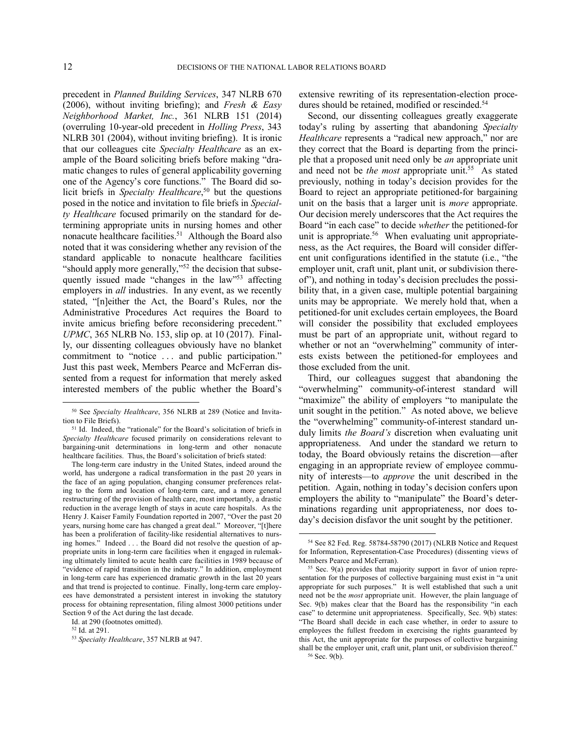precedent in *Planned Building Services*, 347 NLRB 670 (2006), without inviting briefing); and *Fresh & Easy Neighborhood Market, Inc.*, 361 NLRB 151 (2014) (overruling 10-year-old precedent in *Holling Press*, 343 NLRB 301 (2004), without inviting briefing). It is ironic that our colleagues cite *Specialty Healthcare* as an example of the Board soliciting briefs before making "dramatic changes to rules of general applicability governing one of the Agency's core functions." The Board did solicit briefs in *Specialty Healthcare*,[50] but the questions posed in the notice and invitation to file briefs in *Specialty Healthcare* focused primarily on the standard for determining appropriate units in nursing homes and other nonacute healthcare facilities.[51] Although the Board also noted that it was considering whether any revision of the standard applicable to nonacute healthcare facilities "should apply more generally,"[52] the decision that subsequently issued made "changes in the law"[53] affecting employers in *all* industries. In any event, as we recently stated, "[n]either the Act, the Board's Rules, nor the Administrative Procedures Act requires the Board to invite amicus briefing before reconsidering precedent." *UPMC*, 365 NLRB No. 153, slip op. at 10 (2017). Finally, our dissenting colleagues obviously have no blanket commitment to "notice . . . and public participation." Just this past week, Members Pearce and McFerran dissented from a request for information that merely asked interested members of the public whether the Board's extensive rewriting of its representation-election procedures should be retained, modified or rescinded.[54]

Second, our dissenting colleagues greatly exaggerate today's ruling by asserting that abandoning *Specialty Healthcare* represents a "radical new approach," nor are they correct that the Board is departing from the principle that a proposed unit need only be *an* appropriate unit and need not be *the most* appropriate unit.[55] As stated previously, nothing in today's decision provides for the Board to reject an appropriate petitioned-for bargaining unit on the basis that a larger unit is *more* appropriate. Our decision merely underscores that the Act requires the Board "in each case" to decide *whether* the petitioned-for unit is appropriate.[56] When evaluating unit appropriateness, as the Act requires, the Board will consider different unit configurations identified in the statute (i.e., "the employer unit, craft unit, plant unit, or subdivision thereof"), and nothing in today's decision precludes the possibility that, in a given case, multiple potential bargaining units may be appropriate. We merely hold that, when a petitioned-for unit excludes certain employees, the Board will consider the possibility that excluded employees must be part of an appropriate unit, without regard to whether or not an "overwhelming" community of interests exists between the petitioned-for employees and those excluded from the unit.

Third, our colleagues suggest that abandoning the "overwhelming" community-of-interest standard will "maximize" the ability of employers "to manipulate the unit sought in the petition." As noted above, we believe the "overwhelming" community-of-interest standard unduly limits *the Board's* discretion when evaluating unit appropriateness. And under the standard we return to today, the Board obviously retains the discretion—after engaging in an appropriate review of employee community of interests—to *approve* the unit described in the petition. Again, nothing in today's decision confers upon employers the ability to "manipulate" the Board's determinations regarding unit appropriateness, nor does today's decision disfavor the unit sought by the petitioner.

---

[50] See *Specialty Healthcare*, 356 NLRB at 289 (Notice and Invitation to File Briefs).

[51] Id. Indeed, the "rationale" for the Board's solicitation of briefs in *Specialty Healthcare* focused primarily on considerations relevant to bargaining-unit determinations in long-term and other nonacute healthcare facilities. Thus, the Board's solicitation of briefs stated:

> The long-term care industry in the United States, indeed around the world, has undergone a radical transformation in the past 20 years in the face of an aging population, changing consumer preferences relating to the form and location of long-term care, and a more general restructuring of the provision of health care, most importantly, a drastic reduction in the average length of stays in acute care hospitals. As the Henry J. Kaiser Family Foundation reported in 2007, "Over the past 20 years, nursing home care has changed a great deal." Moreover, "[t]here has been a proliferation of facility-like residential alternatives to nursing homes." Indeed . . . the Board did not resolve the question of appropriate units in long-term care facilities when it engaged in rulemaking ultimately limited to acute health care facilities in 1989 because of "evidence of rapid transition in the industry." In addition, employment in long-term care has experienced dramatic growth in the last 20 years and that trend is projected to continue. Finally, long-term care employees have demonstrated a persistent interest in invoking the statutory process for obtaining representation, filing almost 3000 petitions under Section 9 of the Act during the last decade.

Id. at 290 (footnotes omitted).

[52] Id. at 291.

[53] *Specialty Healthcare*, 357 NLRB at 947.

[54] See 82 Fed. Reg. 58784-58790 (2017) (NLRB Notice and Request for Information, Representation-Case Procedures) (dissenting views of Members Pearce and McFerran).

[55] Sec. 9(a) provides that majority support in favor of union representation for the purposes of collective bargaining must exist in "a unit appropriate for such purposes." It is well established that such a unit need not be the *most* appropriate unit. However, the plain language of Sec. 9(b) makes clear that the Board has the responsibility "in each case" to determine unit appropriateness. Specifically, Sec. 9(b) states: "The Board shall decide in each case whether, in order to assure to employees the fullest freedom in exercising the rights guaranteed by this Act, the unit appropriate for the purposes of collective bargaining shall be the employer unit, craft unit, plant unit, or subdivision thereof."

[56] Sec. 9(b).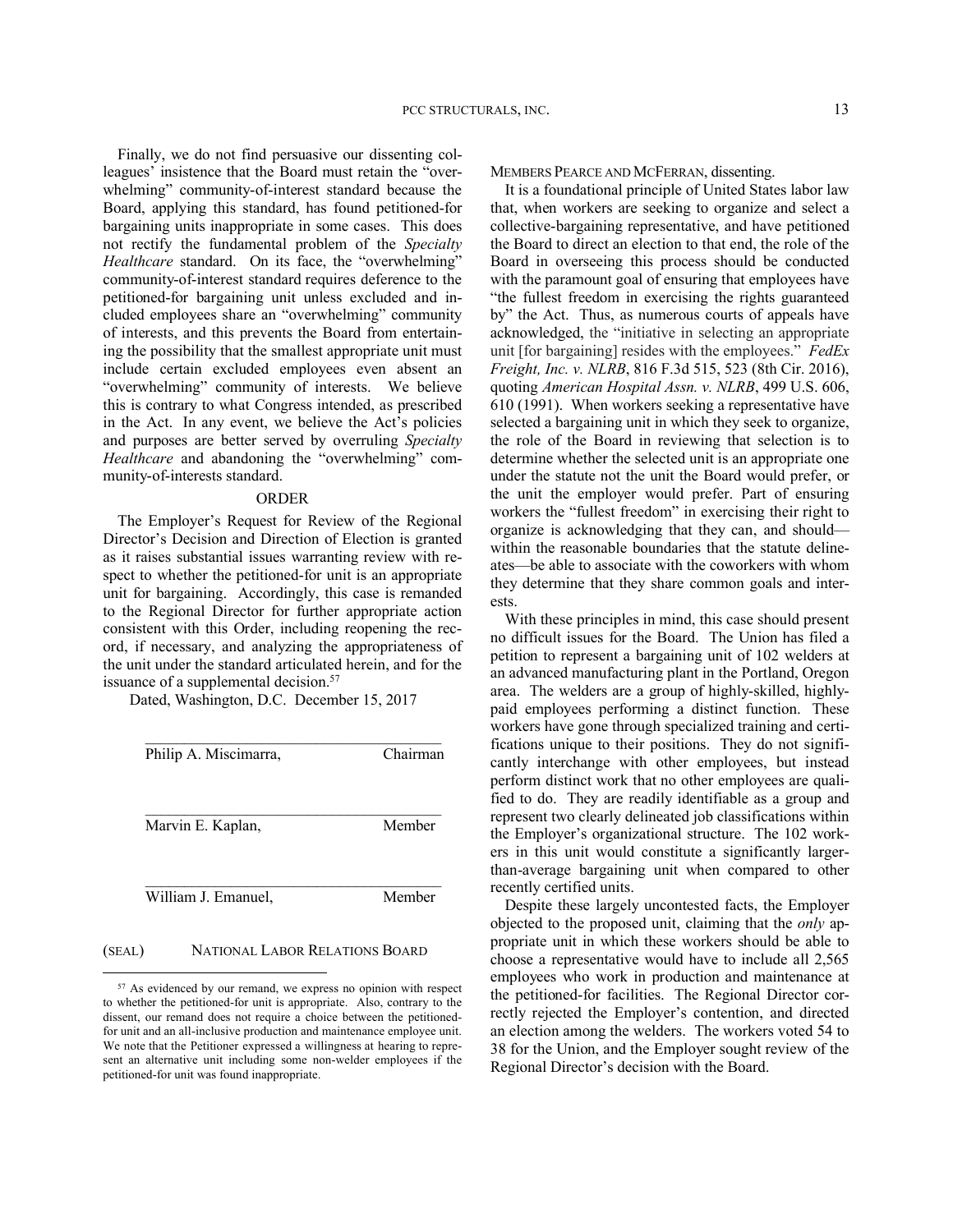Finally, we do not find persuasive our dissenting colleagues' insistence that the Board must retain the "overwhelming" community-of-interest standard because the Board, applying this standard, has found petitioned-for bargaining units inappropriate in some cases. This does not rectify the fundamental problem of the *Specialty Healthcare* standard. On its face, the "overwhelming" community-of-interest standard requires deference to the petitioned-for bargaining unit unless excluded and included employees share an "overwhelming" community of interests, and this prevents the Board from entertaining the possibility that the smallest appropriate unit must include certain excluded employees even absent an "overwhelming" community of interests. We believe this is contrary to what Congress intended, as prescribed in the Act. In any event, we believe the Act's policies and purposes are better served by overruling *Specialty Healthcare* and abandoning the "overwhelming" community-of-interests standard.

## ORDER

The Employer's Request for Review of the Regional Director's Decision and Direction of Election is granted as it raises substantial issues warranting review with respect to whether the petitioned-for unit is an appropriate unit for bargaining. Accordingly, this case is remanded to the Regional Director for further appropriate action consistent with this Order, including reopening the record, if necessary, and analyzing the appropriateness of the unit under the standard articulated herein, and for the issuance of a supplemental decision.[57]

Dated, Washington, D.C. December 15, 2017

Philip A. Miscimarra, Chairman

Marvin E. Kaplan, Member

William J. Emanuel, Member

(SEAL) NATIONAL LABOR RELATIONS BOARD

[57] As evidenced by our remand, we express no opinion with respect to whether the petitioned-for unit is appropriate. Also, contrary to the dissent, our remand does not require a choice between the petitioned-for unit and an all-inclusive production and maintenance employee unit. We note that the Petitioner expressed a willingness at hearing to represent an alternative unit including some non-welder employees if the petitioned-for unit was found inappropriate.

MEMBERS PEARCE AND MCFERRAN, dissenting.

It is a foundational principle of United States labor law that, when workers are seeking to organize and select a collective-bargaining representative, and have petitioned the Board to direct an election to that end, the role of the Board in overseeing this process should be conducted with the paramount goal of ensuring that employees have "the fullest freedom in exercising the rights guaranteed by" the Act. Thus, as numerous courts of appeals have acknowledged, the "initiative in selecting an appropriate unit [for bargaining] resides with the employees." *FedEx Freight, Inc. v. NLRB*, 816 F.3d 515, 523 (8th Cir. 2016), quoting *American Hospital Assn. v. NLRB*, 499 U.S. 606, 610 (1991). When workers seeking a representative have selected a bargaining unit in which they seek to organize, the role of the Board in reviewing that selection is to determine whether the selected unit is an appropriate one under the statute not the unit the Board would prefer, or the unit the employer would prefer. Part of ensuring workers the "fullest freedom" in exercising their right to organize is acknowledging that they can, and should—within the reasonable boundaries that the statute delineates—be able to associate with the coworkers with whom they determine that they share common goals and interests.

With these principles in mind, this case should present no difficult issues for the Board. The Union has filed a petition to represent a bargaining unit of 102 welders at an advanced manufacturing plant in the Portland, Oregon area. The welders are a group of highly-skilled, highly-paid employees performing a distinct function. These workers have gone through specialized training and certifications unique to their positions. They do not significantly interchange with other employees, but instead perform distinct work that no other employees are qualified to do. They are readily identifiable as a group and represent two clearly delineated job classifications within the Employer's organizational structure. The 102 workers in this unit would constitute a significantly larger-than-average bargaining unit when compared to other recently certified units.

Despite these largely uncontested facts, the Employer objected to the proposed unit, claiming that the *only* appropriate unit in which these workers should be able to choose a representative would have to include all 2,565 employees who work in production and maintenance at the petitioned-for facilities. The Regional Director correctly rejected the Employer's contention, and directed an election among the welders. The workers voted 54 to 38 for the Union, and the Employer sought review of the Regional Director's decision with the Board.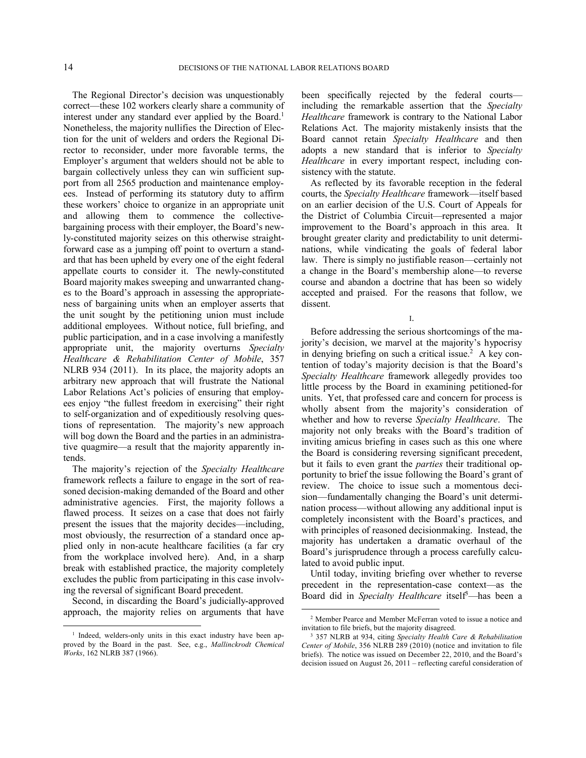The Regional Director's decision was unquestionably correct—these 102 workers clearly share a community of interest under any standard ever applied by the Board.[1] Nonetheless, the majority nullifies the Direction of Election for the unit of welders and orders the Regional Director to reconsider, under more favorable terms, the Employer's argument that welders should not be able to bargain collectively unless they can win sufficient support from all 2565 production and maintenance employees. Instead of performing its statutory duty to affirm these workers' choice to organize in an appropriate unit and allowing them to commence the collective-bargaining process with their employer, the Board's newly-constituted majority seizes on this otherwise straightforward case as a jumping off point to overturn a standard that has been upheld by every one of the eight federal appellate courts to consider it. The newly-constituted Board majority makes sweeping and unwarranted changes to the Board's approach in assessing the appropriateness of bargaining units when an employer asserts that the unit sought by the petitioning union must include additional employees. Without notice, full briefing, and public participation, and in a case involving a manifestly appropriate unit, the majority overturns *Specialty Healthcare & Rehabilitation Center of Mobile*, 357 NLRB 934 (2011). In its place, the majority adopts an arbitrary new approach that will frustrate the National Labor Relations Act's policies of ensuring that employees enjoy "the fullest freedom in exercising" their right to self-organization and of expeditiously resolving questions of representation. The majority's new approach will bog down the Board and the parties in an administrative quagmire—a result that the majority apparently intends.

The majority's rejection of the *Specialty Healthcare* framework reflects a failure to engage in the sort of reasoned decision-making demanded of the Board and other administrative agencies. First, the majority follows a flawed process. It seizes on a case that does not fairly present the issues that the majority decides—including, most obviously, the resurrection of a standard once applied only in non-acute healthcare facilities (a far cry from the workplace involved here). And, in a sharp break with established practice, the majority completely excludes the public from participating in this case involving the reversal of significant Board precedent.

Second, in discarding the Board's judicially-approved approach, the majority relies on arguments that have been specifically rejected by the federal courts—including the remarkable assertion that the *Specialty Healthcare* framework is contrary to the National Labor Relations Act. The majority mistakenly insists that the Board cannot retain *Specialty Healthcare* and then adopts a new standard that is inferior to *Specialty Healthcare* in every important respect, including consistency with the statute.

As reflected by its favorable reception in the federal courts, the *Specialty Healthcare* framework—itself based on an earlier decision of the U.S. Court of Appeals for the District of Columbia Circuit—represented a major improvement to the Board's approach in this area. It brought greater clarity and predictability to unit determinations, while vindicating the goals of federal labor law. There is simply no justifiable reason—certainly not a change in the Board's membership alone—to reverse course and abandon a doctrine that has been so widely accepted and praised. For the reasons that follow, we dissent.

I.

Before addressing the serious shortcomings of the majority's decision, we marvel at the majority's hypocrisy in denying briefing on such a critical issue.[2] A key contention of today's majority decision is that the Board's *Specialty Healthcare* framework allegedly provides too little process by the Board in examining petitioned-for units. Yet, that professed care and concern for process is wholly absent from the majority's consideration of whether and how to reverse *Specialty Healthcare*. The majority not only breaks with the Board's tradition of inviting amicus briefing in cases such as this one where the Board is considering reversing significant precedent, but it fails to even grant the *parties* their traditional opportunity to brief the issue following the Board's grant of review. The choice to issue such a momentous decision—fundamentally changing the Board's unit determination process—without allowing any additional input is completely inconsistent with the Board's practices, and with principles of reasoned decisionmaking. Instead, the majority has undertaken a dramatic overhaul of the Board's jurisprudence through a process carefully calculated to avoid public input.

Until today, inviting briefing over whether to reverse precedent in the representation-case context—as the Board did in *Specialty Healthcare* itself[3]—has been a

---

[1] Indeed, welders-only units in this exact industry have been approved by the Board in the past. See, e.g., *Mallinckrodt Chemical Works*, 162 NLRB 387 (1966).

[2] Member Pearce and Member McFerran voted to issue a notice and invitation to file briefs, but the majority disagreed.

[3] 357 NLRB at 934, citing *Specialty Health Care & Rehabilitation Center of Mobile*, 356 NLRB 289 (2010) (notice and invitation to file briefs). The notice was issued on December 22, 2010, and the Board's decision issued on August 26, 2011 – reflecting careful consideration of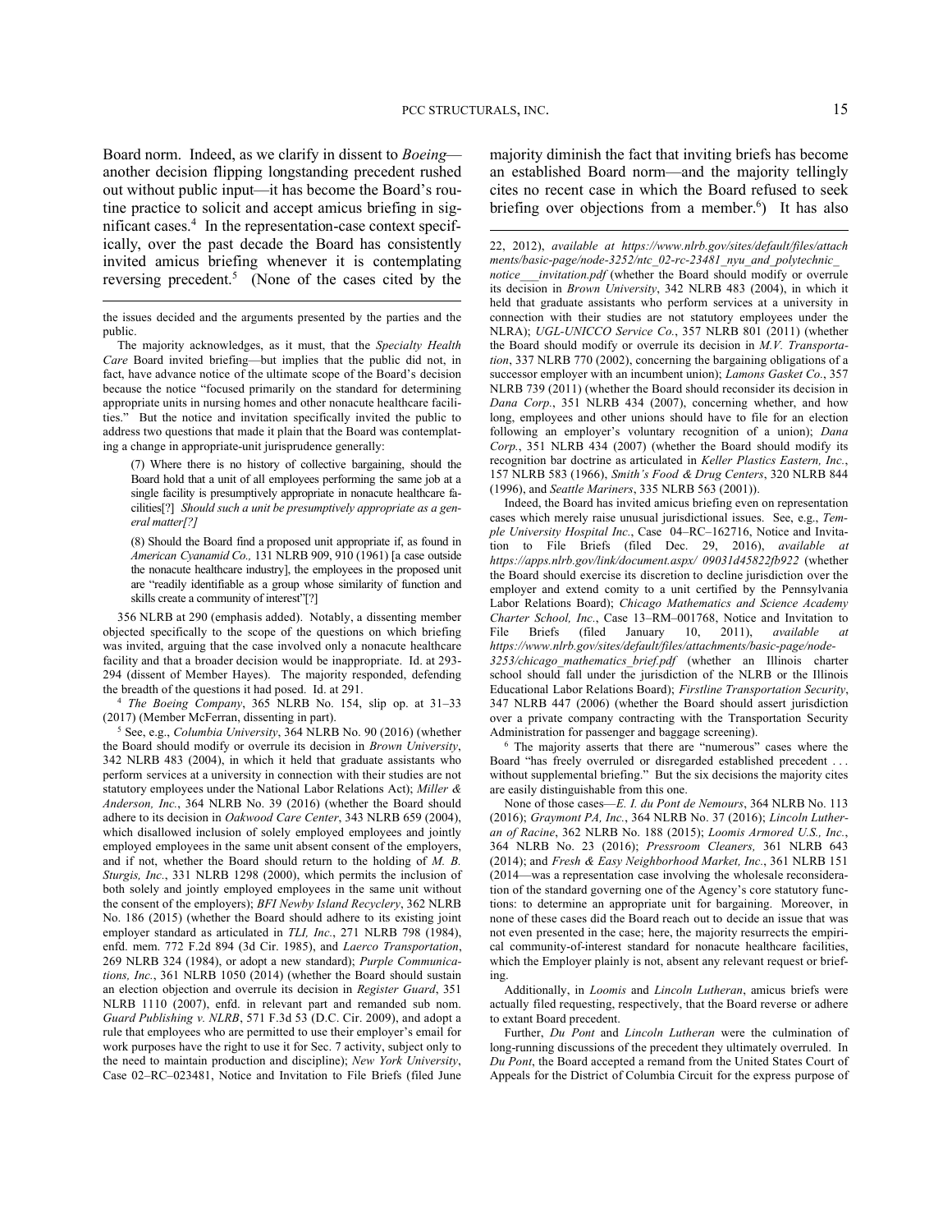Board norm. Indeed, as we clarify in dissent to *Boeing*—another decision flipping longstanding precedent rushed out without public input—it has become the Board's routine practice to solicit and accept amicus briefing in significant cases.[4] In the representation-case context specifically, over the past decade the Board has consistently invited amicus briefing whenever it is contemplating reversing precedent.[5] (None of the cases cited by the majority diminish the fact that inviting briefs has become an established Board norm—and the majority tellingly cites no recent case in which the Board refused to seek briefing over objections from a member.[6]) It has also

---

the issues decided and the arguments presented by the parties and the public.

The majority acknowledges, as it must, that the *Specialty Health Care* Board invited briefing—but implies that the public did not, in fact, have advance notice of the ultimate scope of the Board's decision because the notice "focused primarily on the standard for determining appropriate units in nursing homes and other nonacute healthcare facilities." But the notice and invitation specifically invited the public to address two questions that made it plain that the Board was contemplating a change in appropriate-unit jurisprudence generally:

> (7) Where there is no history of collective bargaining, should the Board hold that a unit of all employees performing the same job at a single facility is presumptively appropriate in nonacute healthcare facilities[?] *Should such a unit be presumptively appropriate as a general matter[?]*
>
> (8) Should the Board find a proposed unit appropriate if, as found in *American Cyanamid Co.,* 131 NLRB 909, 910 (1961) [a case outside the nonacute healthcare industry], the employees in the proposed unit are "readily identifiable as a group whose similarity of function and skills create a community of interest"[?]

356 NLRB at 290 (emphasis added). Notably, a dissenting member objected specifically to the scope of the questions on which briefing was invited, arguing that the case involved only a nonacute healthcare facility and that a broader decision would be inappropriate. Id. at 293-294 (dissent of Member Hayes). The majority responded, defending the breadth of the questions it had posed. Id. at 291.

[4] *The Boeing Company*, 365 NLRB No. 154, slip op. at 31–33 (2017) (Member McFerran, dissenting in part).

[5] See, e.g., *Columbia University*, 364 NLRB No. 90 (2016) (whether the Board should modify or overrule its decision in *Brown University*, 342 NLRB 483 (2004), in which it held that graduate assistants who perform services at a university in connection with their studies are not statutory employees under the National Labor Relations Act); *Miller & Anderson, Inc.*, 364 NLRB No. 39 (2016) (whether the Board should adhere to its decision in *Oakwood Care Center*, 343 NLRB 659 (2004), which disallowed inclusion of solely employed employees and jointly employed employees in the same unit absent consent of the employers, and if not, whether the Board should return to the holding of *M. B. Sturgis, Inc.*, 331 NLRB 1298 (2000), which permits the inclusion of both solely and jointly employed employees in the same unit without the consent of the employers); *BFI Newby Island Recyclery*, 362 NLRB No. 186 (2015) (whether the Board should adhere to its existing joint employer standard as articulated in *TLI, Inc.*, 271 NLRB 798 (1984), enfd. mem. 772 F.2d 894 (3d Cir. 1985), and *Laerco Transportation*, 269 NLRB 324 (1984), or adopt a new standard); *Purple Communications, Inc.*, 361 NLRB 1050 (2014) (whether the Board should sustain an election objection and overrule its decision in *Register Guard*, 351 NLRB 1110 (2007), enfd. in relevant part and remanded sub nom. *Guard Publishing v. NLRB*, 571 F.3d 53 (D.C. Cir. 2009), and adopt a rule that employees who are permitted to use their employer's email for work purposes have the right to use it for Sec. 7 activity, subject only to the need to maintain production and discipline); *New York University*, Case 02–RC–023481, Notice and Invitation to File Briefs (filed June 22, 2012), *available at https://www.nlrb.gov/sites/default/files/attachments/basic-page/node-3252/ntc_02-rc-23481_nyu_and_polytechnic_notice___invitation.pdf* (whether the Board should modify or overrule its decision in *Brown University*, 342 NLRB 483 (2004), in which it held that graduate assistants who perform services at a university in connection with their studies are not statutory employees under the NLRA); *UGL-UNICCO Service Co.*, 357 NLRB 801 (2011) (whether the Board should modify or overrule its decision in *M.V. Transportation*, 337 NLRB 770 (2002), concerning the bargaining obligations of a successor employer with an incumbent union); *Lamons Gasket Co.*, 357 NLRB 739 (2011) (whether the Board should reconsider its decision in *Dana Corp.*, 351 NLRB 434 (2007), concerning whether, and how long, employees and other unions should have to file for an election following an employer's voluntary recognition of a union); *Dana Corp.*, 351 NLRB 434 (2007) (whether the Board should modify its recognition bar doctrine as articulated in *Keller Plastics Eastern, Inc.*, 157 NLRB 583 (1966), *Smith's Food & Drug Centers*, 320 NLRB 844 (1996), and *Seattle Mariners*, 335 NLRB 563 (2001)).

Indeed, the Board has invited amicus briefing even on representation cases which merely raise unusual jurisdictional issues. See, e.g., *Temple University Hospital Inc.*, Case 04–RC–162716, Notice and Invitation to File Briefs (filed Dec. 29, 2016), *available at https://apps.nlrb.gov/link/document.aspx/ 09031d45822fb922* (whether the Board should exercise its discretion to decline jurisdiction over the employer and extend comity to a unit certified by the Pennsylvania Labor Relations Board); *Chicago Mathematics and Science Academy Charter School, Inc.*, Case 13–RM–001768, Notice and Invitation to File Briefs (filed January 10, 2011), *available at https://www.nlrb.gov/sites/default/files/attachments/basic-page/node-3253/chicago_mathematics_brief.pdf* (whether an Illinois charter school should fall under the jurisdiction of the NLRB or the Illinois Educational Labor Relations Board); *Firstline Transportation Security*, 347 NLRB 447 (2006) (whether the Board should assert jurisdiction over a private company contracting with the Transportation Security Administration for passenger and baggage screening).

[6] The majority asserts that there are "numerous" cases where the Board "has freely overruled or disregarded established precedent . . . without supplemental briefing." But the six decisions the majority cites are easily distinguishable from this one.

None of those cases—*E. I. du Pont de Nemours*, 364 NLRB No. 113 (2016); *Graymont PA, Inc.*, 364 NLRB No. 37 (2016); *Lincoln Lutheran of Racine*, 362 NLRB No. 188 (2015); *Loomis Armored U.S., Inc.*, 364 NLRB No. 23 (2016); *Pressroom Cleaners,* 361 NLRB 643 (2014); and *Fresh & Easy Neighborhood Market, Inc.*, 361 NLRB 151 (2014—was a representation case involving the wholesale reconsideration of the standard governing one of the Agency's core statutory functions: to determine an appropriate unit for bargaining. Moreover, in none of these cases did the Board reach out to decide an issue that was not even presented in the case; here, the majority resurrects the empirical community-of-interest standard for nonacute healthcare facilities, which the Employer plainly is not, absent any relevant request or briefing.

Additionally, in *Loomis* and *Lincoln Lutheran*, amicus briefs were actually filed requesting, respectively, that the Board reverse or adhere to extant Board precedent.

Further, *Du Pont* and *Lincoln Lutheran* were the culmination of long-running discussions of the precedent they ultimately overruled. In *Du Pont*, the Board accepted a remand from the United States Court of Appeals for the District of Columbia Circuit for the express purpose of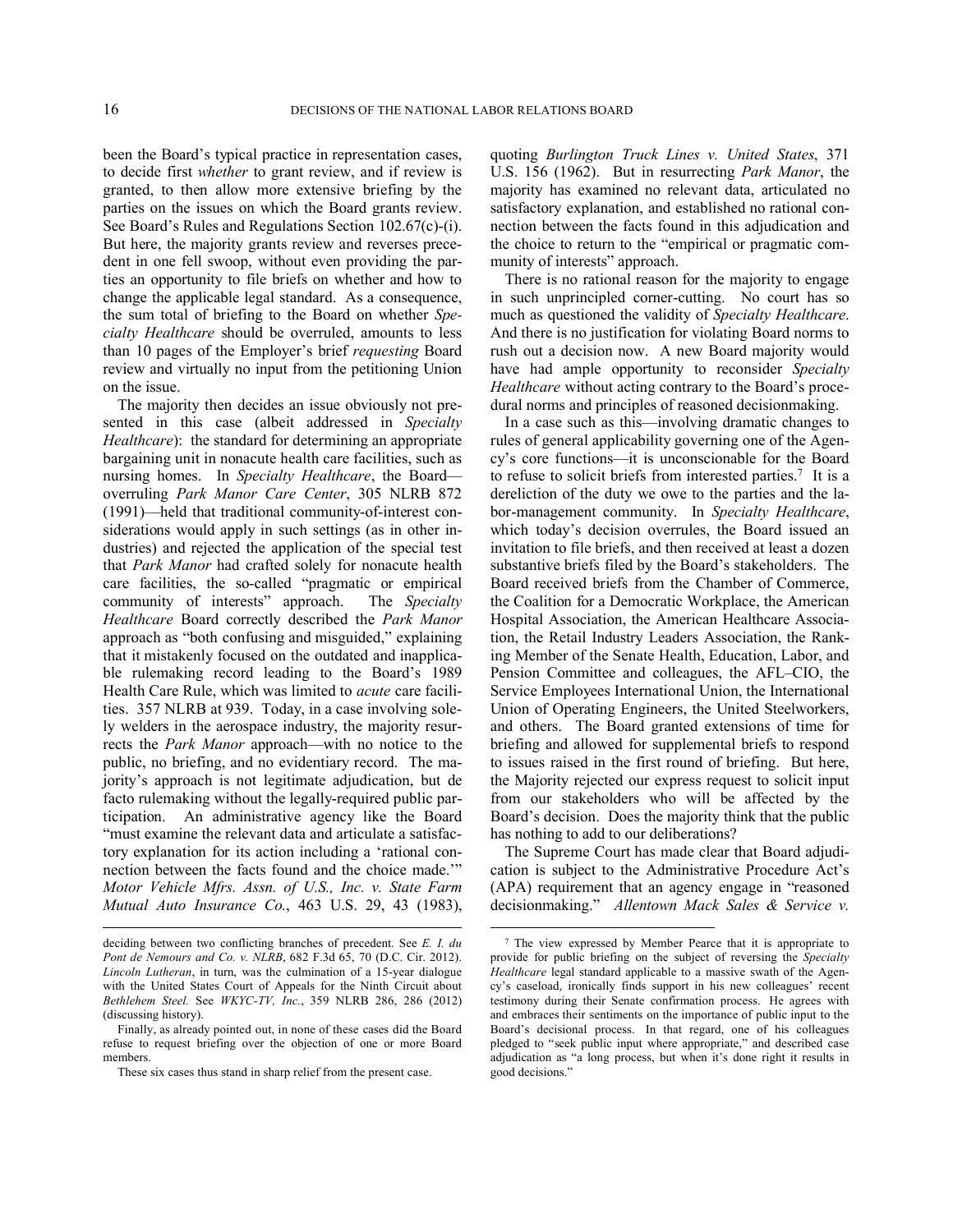been the Board's typical practice in representation cases, to decide first *whether* to grant review, and if review is granted, to then allow more extensive briefing by the parties on the issues on which the Board grants review. See Board's Rules and Regulations Section 102.67(c)-(i). But here, the majority grants review and reverses precedent in one fell swoop, without even providing the parties an opportunity to file briefs on whether and how to change the applicable legal standard. As a consequence, the sum total of briefing to the Board on whether *Specialty Healthcare* should be overruled, amounts to less than 10 pages of the Employer's brief *requesting* Board review and virtually no input from the petitioning Union on the issue.

The majority then decides an issue obviously not presented in this case (albeit addressed in *Specialty Healthcare*): the standard for determining an appropriate bargaining unit in nonacute health care facilities, such as nursing homes. In *Specialty Healthcare*, the Board—overruling *Park Manor Care Center*, 305 NLRB 872 (1991)—held that traditional community-of-interest considerations would apply in such settings (as in other industries) and rejected the application of the special test that *Park Manor* had crafted solely for nonacute health care facilities, the so-called "pragmatic or empirical community of interests" approach. The *Specialty Healthcare* Board correctly described the *Park Manor* approach as "both confusing and misguided," explaining that it mistakenly focused on the outdated and inapplicable rulemaking record leading to the Board's 1989 Health Care Rule, which was limited to *acute* care facilities. 357 NLRB at 939. Today, in a case involving solely welders in the aerospace industry, the majority resurrects the *Park Manor* approach—with no notice to the public, no briefing, and no evidentiary record. The majority's approach is not legitimate adjudication, but de facto rulemaking without the legally-required public participation. An administrative agency like the Board "must examine the relevant data and articulate a satisfactory explanation for its action including a 'rational connection between the facts found and the choice made.'" *Motor Vehicle Mfrs. Assn. of U.S., Inc. v. State Farm Mutual Auto Insurance Co.*, 463 U.S. 29, 43 (1983), quoting *Burlington Truck Lines v. United States*, 371 U.S. 156 (1962). But in resurrecting *Park Manor*, the majority has examined no relevant data, articulated no satisfactory explanation, and established no rational connection between the facts found in this adjudication and the choice to return to the "empirical or pragmatic community of interests" approach.

There is no rational reason for the majority to engage in such unprincipled corner-cutting. No court has so much as questioned the validity of *Specialty Healthcare*. And there is no justification for violating Board norms to rush out a decision now. A new Board majority would have had ample opportunity to reconsider *Specialty Healthcare* without acting contrary to the Board's procedural norms and principles of reasoned decisionmaking.

In a case such as this—involving dramatic changes to rules of general applicability governing one of the Agency's core functions—it is unconscionable for the Board to refuse to solicit briefs from interested parties.[7] It is a dereliction of the duty we owe to the parties and the labor-management community. In *Specialty Healthcare*, which today's decision overrules, the Board issued an invitation to file briefs, and then received at least a dozen substantive briefs filed by the Board's stakeholders. The Board received briefs from the Chamber of Commerce, the Coalition for a Democratic Workplace, the American Hospital Association, the American Healthcare Association, the Retail Industry Leaders Association, the Ranking Member of the Senate Health, Education, Labor, and Pension Committee and colleagues, the AFL–CIO, the Service Employees International Union, the International Union of Operating Engineers, the United Steelworkers, and others. The Board granted extensions of time for briefing and allowed for supplemental briefs to respond to issues raised in the first round of briefing. But here, the Majority rejected our express request to solicit input from our stakeholders who will be affected by the Board's decision. Does the majority think that the public has nothing to add to our deliberations?

The Supreme Court has made clear that Board adjudication is subject to the Administrative Procedure Act's (APA) requirement that an agency engage in "reasoned decisionmaking." *Allentown Mack Sales & Service v.*

---

deciding between two conflicting branches of precedent. See *E. I. du Pont de Nemours and Co. v. NLRB*, 682 F.3d 65, 70 (D.C. Cir. 2012). *Lincoln Lutheran*, in turn, was the culmination of a 15-year dialogue with the United States Court of Appeals for the Ninth Circuit about *Bethlehem Steel.* See *WKYC-TV, Inc.*, 359 NLRB 286, 286 (2012) (discussing history).

Finally, as already pointed out, in none of these cases did the Board refuse to request briefing over the objection of one or more Board members.

These six cases thus stand in sharp relief from the present case.

[7] The view expressed by Member Pearce that it is appropriate to provide for public briefing on the subject of reversing the *Specialty Healthcare* legal standard applicable to a massive swath of the Agency's caseload, ironically finds support in his new colleagues' recent testimony during their Senate confirmation process. He agrees with and embraces their sentiments on the importance of public input to the Board's decisional process. In that regard, one of his colleagues pledged to "seek public input where appropriate," and described case adjudication as "a long process, but when it's done right it results in good decisions."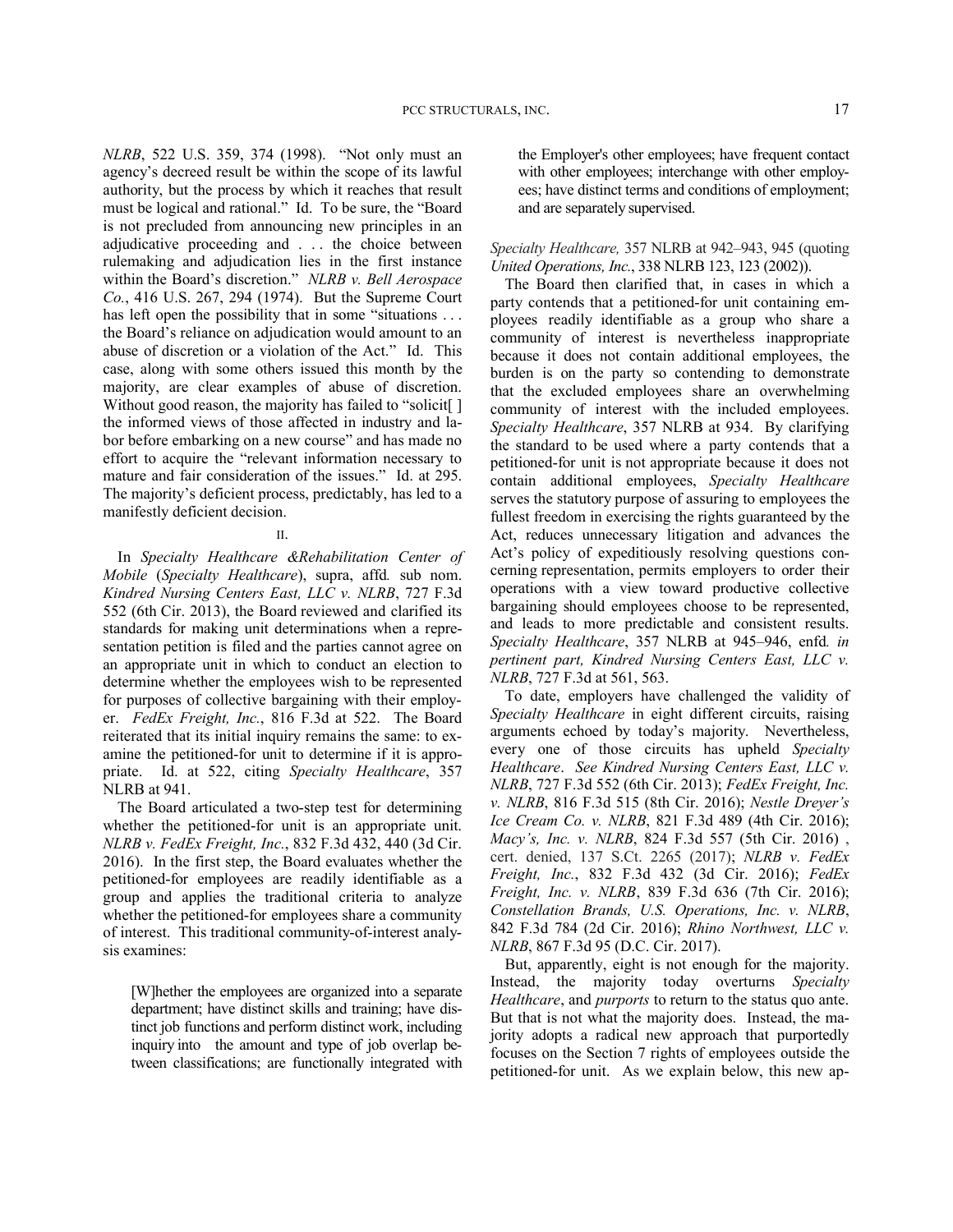*NLRB*, 522 U.S. 359, 374 (1998). "Not only must an agency's decreed result be within the scope of its lawful authority, but the process by which it reaches that result must be logical and rational." Id. To be sure, the "Board is not precluded from announcing new principles in an adjudicative proceeding and . . . the choice between rulemaking and adjudication lies in the first instance within the Board's discretion." *NLRB v. Bell Aerospace Co.*, 416 U.S. 267, 294 (1974). But the Supreme Court has left open the possibility that in some "situations . . . the Board's reliance on adjudication would amount to an abuse of discretion or a violation of the Act." Id. This case, along with some others issued this month by the majority, are clear examples of abuse of discretion. Without good reason, the majority has failed to "solicit[ ] the informed views of those affected in industry and labor before embarking on a new course" and has made no effort to acquire the "relevant information necessary to mature and fair consideration of the issues." Id. at 295. The majority's deficient process, predictably, has led to a manifestly deficient decision.

II.

In *Specialty Healthcare &Rehabilitation Center of Mobile* (*Specialty Healthcare*), supra, affd*.* sub nom. *Kindred Nursing Centers East, LLC v. NLRB*, 727 F.3d 552 (6th Cir. 2013), the Board reviewed and clarified its standards for making unit determinations when a representation petition is filed and the parties cannot agree on an appropriate unit in which to conduct an election to determine whether the employees wish to be represented for purposes of collective bargaining with their employer. *FedEx Freight, Inc.*, 816 F.3d at 522. The Board reiterated that its initial inquiry remains the same: to examine the petitioned-for unit to determine if it is appropriate. Id. at 522, citing *Specialty Healthcare*, 357 NLRB at 941.

The Board articulated a two-step test for determining whether the petitioned-for unit is an appropriate unit. *NLRB v. FedEx Freight, Inc.*, 832 F.3d 432, 440 (3d Cir. 2016). In the first step, the Board evaluates whether the petitioned-for employees are readily identifiable as a group and applies the traditional criteria to analyze whether the petitioned-for employees share a community of interest. This traditional community-of-interest analysis examines:

> [W]hether the employees are organized into a separate department; have distinct skills and training; have distinct job functions and perform distinct work, including inquiry into the amount and type of job overlap between classifications; are functionally integrated with the Employer's other employees; have frequent contact with other employees; interchange with other employees; have distinct terms and conditions of employment; and are separately supervised.

*Specialty Healthcare,* 357 NLRB at 942–943, 945 (quoting *United Operations, Inc.*, 338 NLRB 123, 123 (2002)).

The Board then clarified that, in cases in which a party contends that a petitioned-for unit containing employees readily identifiable as a group who share a community of interest is nevertheless inappropriate because it does not contain additional employees, the burden is on the party so contending to demonstrate that the excluded employees share an overwhelming community of interest with the included employees. *Specialty Healthcare*, 357 NLRB at 934. By clarifying the standard to be used where a party contends that a petitioned-for unit is not appropriate because it does not contain additional employees, *Specialty Healthcare* serves the statutory purpose of assuring to employees the fullest freedom in exercising the rights guaranteed by the Act, reduces unnecessary litigation and advances the Act's policy of expeditiously resolving questions concerning representation, permits employers to order their operations with a view toward productive collective bargaining should employees choose to be represented, and leads to more predictable and consistent results. *Specialty Healthcare*, 357 NLRB at 945–946, enfd*. in pertinent part, Kindred Nursing Centers East, LLC v. NLRB*, 727 F.3d at 561, 563.

To date, employers have challenged the validity of *Specialty Healthcare* in eight different circuits, raising arguments echoed by today's majority. Nevertheless, every one of those circuits has upheld *Specialty Healthcare*. *See Kindred Nursing Centers East, LLC v. NLRB*, 727 F.3d 552 (6th Cir. 2013); *FedEx Freight, Inc. v. NLRB*, 816 F.3d 515 (8th Cir. 2016); *Nestle Dreyer's Ice Cream Co. v. NLRB*, 821 F.3d 489 (4th Cir. 2016); *Macy's, Inc. v. NLRB*, 824 F.3d 557 (5th Cir. 2016) , cert. denied, 137 S.Ct. 2265 (2017); *NLRB v. FedEx Freight, Inc.*, 832 F.3d 432 (3d Cir. 2016); *FedEx Freight, Inc. v. NLRB*, 839 F.3d 636 (7th Cir. 2016); *Constellation Brands, U.S. Operations, Inc. v. NLRB*, 842 F.3d 784 (2d Cir. 2016); *Rhino Northwest, LLC v. NLRB*, 867 F.3d 95 (D.C. Cir. 2017).

But, apparently, eight is not enough for the majority. Instead, the majority today overturns *Specialty Healthcare*, and *purports* to return to the status quo ante. But that is not what the majority does. Instead, the majority adopts a radical new approach that purportedly focuses on the Section 7 rights of employees outside the petitioned-for unit. As we explain below, this new ap-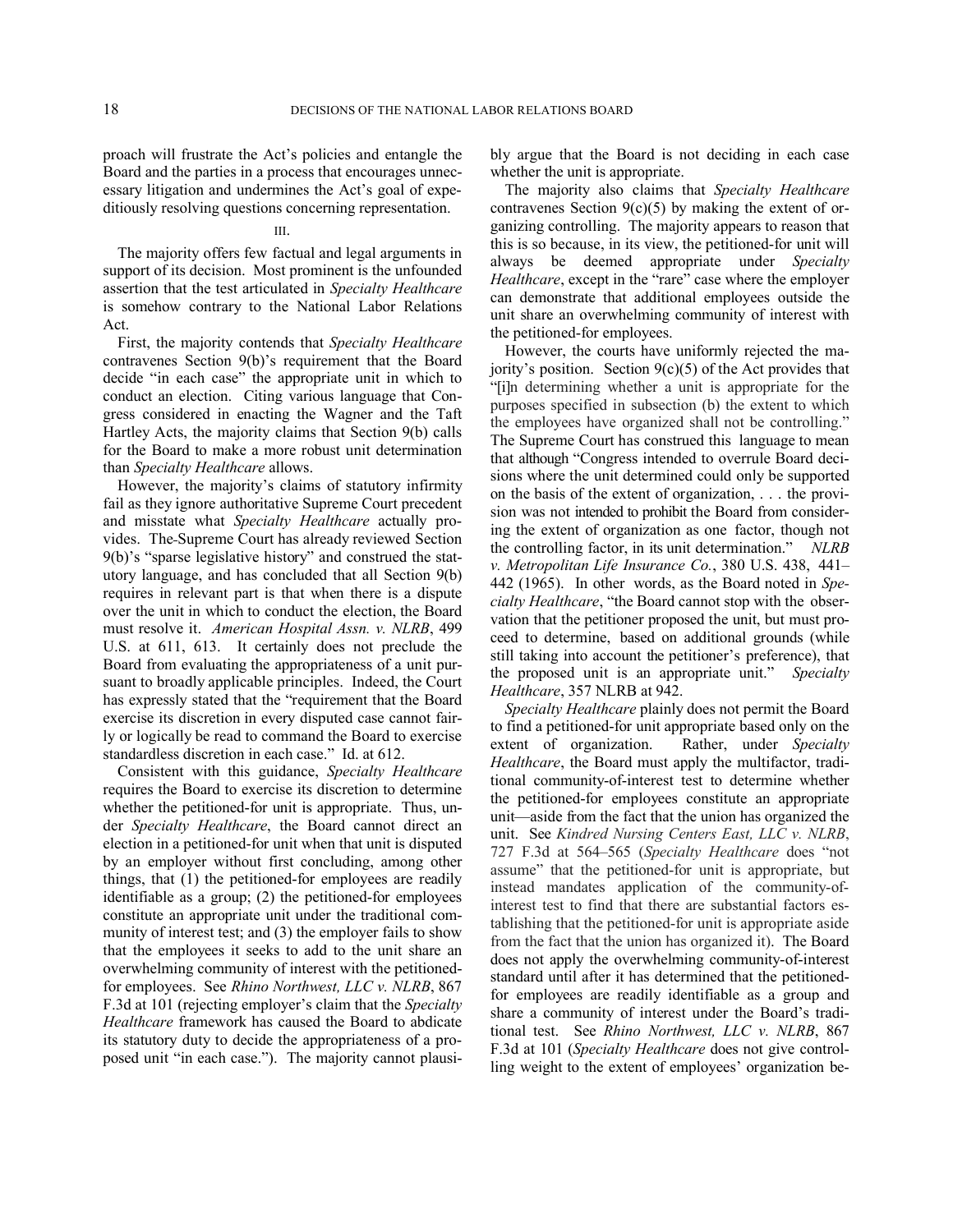proach will frustrate the Act's policies and entangle the Board and the parties in a process that encourages unnecessary litigation and undermines the Act's goal of expeditiously resolving questions concerning representation.

III.

The majority offers few factual and legal arguments in support of its decision. Most prominent is the unfounded assertion that the test articulated in *Specialty Healthcare* is somehow contrary to the National Labor Relations Act.

First, the majority contends that *Specialty Healthcare* contravenes Section 9(b)'s requirement that the Board decide "in each case" the appropriate unit in which to conduct an election. Citing various language that Congress considered in enacting the Wagner and the Taft Hartley Acts, the majority claims that Section 9(b) calls for the Board to make a more robust unit determination than *Specialty Healthcare* allows.

However, the majority's claims of statutory infirmity fail as they ignore authoritative Supreme Court precedent and misstate what *Specialty Healthcare* actually provides. The Supreme Court has already reviewed Section 9(b)'s "sparse legislative history" and construed the statutory language, and has concluded that all Section 9(b) requires in relevant part is that when there is a dispute over the unit in which to conduct the election, the Board must resolve it. *American Hospital Assn. v. NLRB*, 499 U.S. at 611, 613. It certainly does not preclude the Board from evaluating the appropriateness of a unit pursuant to broadly applicable principles. Indeed, the Court has expressly stated that the "requirement that the Board exercise its discretion in every disputed case cannot fairly or logically be read to command the Board to exercise standardless discretion in each case." Id. at 612.

Consistent with this guidance, *Specialty Healthcare* requires the Board to exercise its discretion to determine whether the petitioned-for unit is appropriate. Thus, under *Specialty Healthcare*, the Board cannot direct an election in a petitioned-for unit when that unit is disputed by an employer without first concluding, among other things, that (1) the petitioned-for employees are readily identifiable as a group; (2) the petitioned-for employees constitute an appropriate unit under the traditional community of interest test; and (3) the employer fails to show that the employees it seeks to add to the unit share an overwhelming community of interest with the petitioned-for employees. See *Rhino Northwest, LLC v. NLRB*, 867 F.3d at 101 (rejecting employer's claim that the *Specialty Healthcare* framework has caused the Board to abdicate its statutory duty to decide the appropriateness of a proposed unit "in each case."). The majority cannot plausibly argue that the Board is not deciding in each case whether the unit is appropriate.

The majority also claims that *Specialty Healthcare* contravenes Section 9(c)(5) by making the extent of organizing controlling. The majority appears to reason that this is so because, in its view, the petitioned-for unit will always be deemed appropriate under *Specialty Healthcare*, except in the "rare" case where the employer can demonstrate that additional employees outside the unit share an overwhelming community of interest with the petitioned-for employees.

However, the courts have uniformly rejected the majority's position. Section 9(c)(5) of the Act provides that "[i]n determining whether a unit is appropriate for the purposes specified in subsection (b) the extent to which the employees have organized shall not be controlling." The Supreme Court has construed this language to mean that although "Congress intended to overrule Board decisions where the unit determined could only be supported on the basis of the extent of organization, . . . the provision was not intended to prohibit the Board from considering the extent of organization as one factor, though not the controlling factor, in its unit determination." *NLRB v. Metropolitan Life Insurance Co.*, 380 U.S. 438, 441–442 (1965). In other words, as the Board noted in *Specialty Healthcare*, "the Board cannot stop with the observation that the petitioner proposed the unit, but must proceed to determine, based on additional grounds (while still taking into account the petitioner's preference), that the proposed unit is an appropriate unit." *Specialty Healthcare*, 357 NLRB at 942.

*Specialty Healthcare* plainly does not permit the Board to find a petitioned-for unit appropriate based only on the extent of organization. Rather, under *Specialty Healthcare*, the Board must apply the multifactor, traditional community-of-interest test to determine whether the petitioned-for employees constitute an appropriate unit—aside from the fact that the union has organized the unit. See *Kindred Nursing Centers East, LLC v. NLRB*, 727 F.3d at 564–565 (*Specialty Healthcare* does "not assume" that the petitioned-for unit is appropriate, but instead mandates application of the community-of-interest test to find that there are substantial factors establishing that the petitioned-for unit is appropriate aside from the fact that the union has organized it). The Board does not apply the overwhelming community-of-interest standard until after it has determined that the petitioned-for employees are readily identifiable as a group and share a community of interest under the Board's traditional test. See *Rhino Northwest, LLC v. NLRB*, 867 F.3d at 101 (*Specialty Healthcare* does not give controlling weight to the extent of employees' organization be-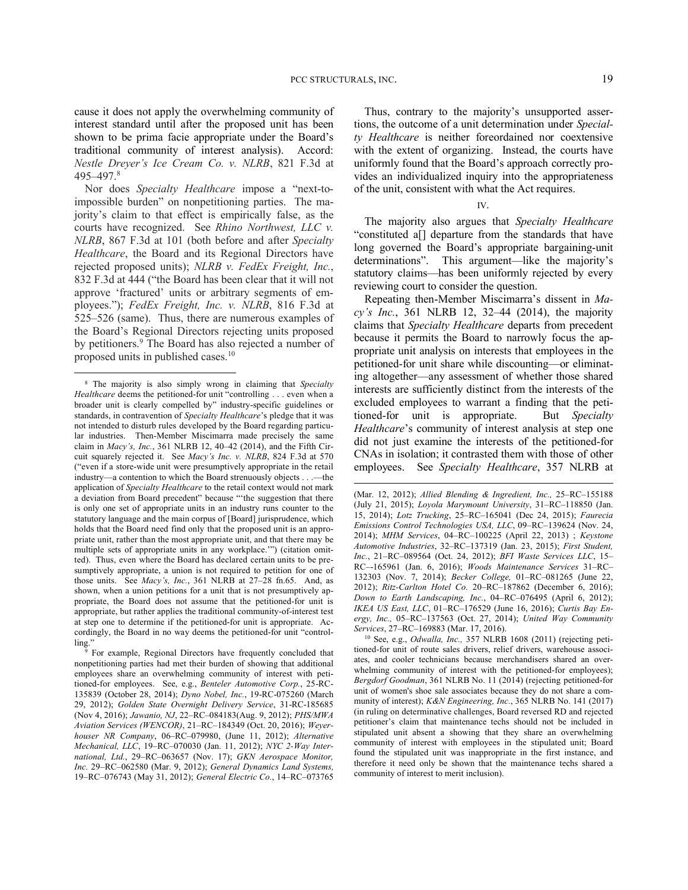cause it does not apply the overwhelming community of interest standard until after the proposed unit has been shown to be prima facie appropriate under the Board's traditional community of interest analysis). Accord: *Nestle Dreyer's Ice Cream Co. v. NLRB*, 821 F.3d at 495–497.[8]

Nor does *Specialty Healthcare* impose a "next-to-impossible burden" on nonpetitioning parties. The majority's claim to that effect is empirically false, as the courts have recognized. See *Rhino Northwest, LLC v. NLRB*, 867 F.3d at 101 (both before and after *Specialty Healthcare*, the Board and its Regional Directors have rejected proposed units); *NLRB v. FedEx Freight, Inc.*, 832 F.3d at 444 ("the Board has been clear that it will not approve 'fractured' units or arbitrary segments of employees."); *FedEx Freight, Inc. v. NLRB*, 816 F.3d at 525–526 (same). Thus, there are numerous examples of the Board's Regional Directors rejecting units proposed by petitioners.[9] The Board has also rejected a number of proposed units in published cases.[10]

Thus, contrary to the majority's unsupported assertions, the outcome of a unit determination under *Specialty Healthcare* is neither foreordained nor coextensive with the extent of organizing. Instead, the courts have uniformly found that the Board's approach correctly provides an individualized inquiry into the appropriateness of the unit, consistent with what the Act requires.

IV.

The majority also argues that *Specialty Healthcare* "constituted a[] departure from the standards that have long governed the Board's appropriate bargaining-unit determinations". This argument—like the majority's statutory claims—has been uniformly rejected by every reviewing court to consider the question.

Repeating then-Member Miscimarra's dissent in *Macy's Inc.*, 361 NLRB 12, 32–44 (2014), the majority claims that *Specialty Healthcare* departs from precedent because it permits the Board to narrowly focus the appropriate unit analysis on interests that employees in the petitioned-for unit share while discounting—or eliminating altogether—any assessment of whether those shared interests are sufficiently distinct from the interests of the excluded employees to warrant a finding that the petitioned-for unit is appropriate. But *Specialty Healthcare*'s community of interest analysis at step one did not just examine the interests of the petitioned-for CNAs in isolation; it contrasted them with those of other employees. See *Specialty Healthcare*, 357 NLRB at

---

[8] The majority is also simply wrong in claiming that *Specialty Healthcare* deems the petitioned-for unit "controlling . . . even when a broader unit is clearly compelled by" industry-specific guidelines or standards, in contravention of *Specialty Healthcare*'s pledge that it was not intended to disturb rules developed by the Board regarding particular industries. Then-Member Miscimarra made precisely the same claim in *Macy's, Inc.*, 361 NLRB 12, 40–42 (2014), and the Fifth Circuit squarely rejected it. See *Macy's Inc. v. NLRB*, 824 F.3d at 570 ("even if a store-wide unit were presumptively appropriate in the retail industry—a contention to which the Board strenuously objects . . .—the application of *Specialty Healthcare* to the retail context would not mark a deviation from Board precedent" because "'the suggestion that there is only one set of appropriate units in an industry runs counter to the statutory language and the main corpus of [Board] jurisprudence, which holds that the Board need find only that the proposed unit is an appropriate unit, rather than the most appropriate unit, and that there may be multiple sets of appropriate units in any workplace.'") (citation omitted). Thus, even where the Board has declared certain units to be presumptively appropriate, a union is not required to petition for one of those units. See *Macy's, Inc.*, 361 NLRB at 27–28 fn.65. And, as shown, when a union petitions for a unit that is not presumptively appropriate, the Board does not assume that the petitioned-for unit is appropriate, but rather applies the traditional community-of-interest test at step one to determine if the petitioned-for unit is appropriate. Accordingly, the Board in no way deems the petitioned-for unit "controlling."

[9] For example, Regional Directors have frequently concluded that nonpetitioning parties had met their burden of showing that additional employees share an overwhelming community of interest with petitioned-for employees. See, e.g., *Benteler Automotive Corp.*, 25-RC-135839 (October 28, 2014); *Dyno Nobel, Inc.*, 19-RC-075260 (March 29, 2012); *Golden State Overnight Delivery Service*, 31-RC-185685 (Nov 4, 2016); *Jawanio, NJ*, 22–RC–084183(Aug. 9, 2012); *PHS/MWA Aviation Services (WENCOR)*, 21–RC–184349 (Oct. 20, 2016); *Weyerhouser NR Company*, 06–RC–079980, (June 11, 2012); *Alternative Mechanical, LLC*, 19–RC–070030 (Jan. 11, 2012); *NYC 2-Way International, Ltd.*, 29–RC–063657 (Nov. 17); *GKN Aerospace Monitor, Inc.* 29–RC–062580 (Mar. 9, 2012); *General Dynamics Land Systems,* 19–RC–076743 (May 31, 2012); *General Electric Co.*, 14–RC–073765 (Mar. 12, 2012); *Allied Blending & Ingredient, Inc.,* 25–RC–155188 (July 21, 2015); *Loyola Marymount University*, 31–RC–118850 (Jan. 15, 2014); *Lotz Trucking*, 25–RC–165041 (Dec 24, 2015); *Faurecia Emissions Control Technologies USA, LLC*, 09–RC–139624 (Nov. 24, 2014); *MHM Services*, 04–RC–100225 (April 22, 2013) ; *Keystone Automotive Industries*, 32–RC–137319 (Jan. 23, 2015); *First Student, Inc.*, 21–RC–089564 (Oct. 24, 2012); *BFI Waste Services LLC*, 15–RC-–165961 (Jan. 6, 2016); *Woods Maintenance Services* 31–RC–132303 (Nov. 7, 2014); *Becker College,* 01–RC–081265 (June 22, 2012); *Ritz-Carlton Hotel Co.* 20–RC–187862 (December 6, 2016); *Down to Earth Landscaping, Inc.*, 04–RC–076495 (April 6, 2012); *IKEA US East, LLC*, 01–RC–176529 (June 16, 2016); *Curtis Bay Energy, Inc.,* 05–RC–137563 (Oct. 27, 2014); *United Way Community Services*, 27–RC–169883 (Mar. 17, 2016).

[10] See, e.g., *Odwalla, Inc.,* 357 NLRB 1608 (2011) (rejecting petitioned-for unit of route sales drivers, relief drivers, warehouse associates, and cooler technicians because merchandisers shared an overwhelming community of interest with the petitioned-for employees); *Bergdorf Goodman*, 361 NLRB No. 11 (2014) (rejecting petitioned-for unit of women's shoe sale associates because they do not share a community of interest); *K&N Engineering, Inc.*, 365 NLRB No. 141 (2017) (in ruling on determinative challenges, Board reversed RD and rejected petitioner's claim that maintenance techs should not be included in stipulated unit absent a showing that they share an overwhelming community of interest with employees in the stipulated unit; Board found the stipulated unit was inappropriate in the first instance, and therefore it need only be shown that the maintenance techs shared a community of interest to merit inclusion).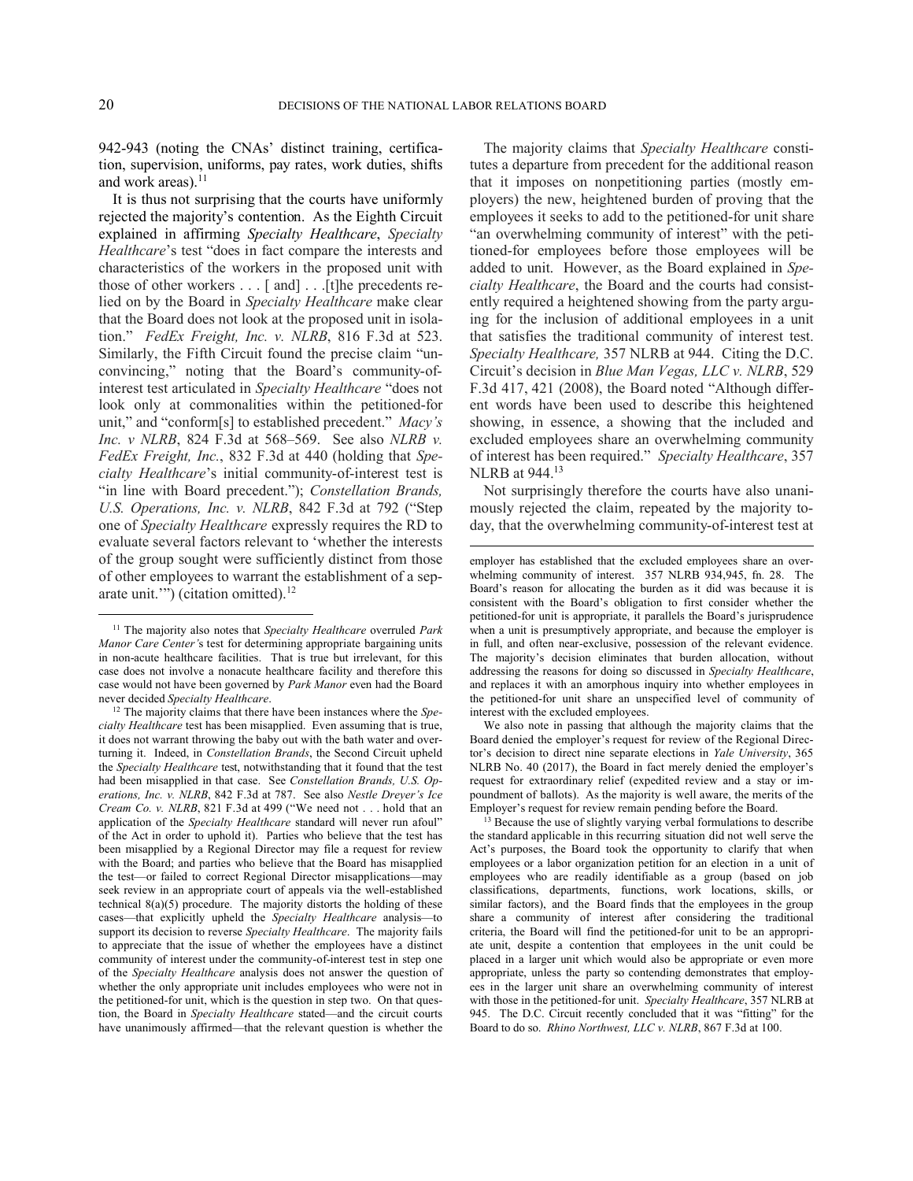942-943 (noting the CNAs' distinct training, certification, supervision, uniforms, pay rates, work duties, shifts and work areas).[11]

It is thus not surprising that the courts have uniformly rejected the majority's contention. As the Eighth Circuit explained in affirming *Specialty Healthcare*, *Specialty Healthcare*'s test "does in fact compare the interests and characteristics of the workers in the proposed unit with those of other workers . . . [ and] . . .[t]he precedents relied on by the Board in *Specialty Healthcare* make clear that the Board does not look at the proposed unit in isolation." *FedEx Freight, Inc. v. NLRB*, 816 F.3d at 523. Similarly, the Fifth Circuit found the precise claim "unconvincing," noting that the Board's community-of-interest test articulated in *Specialty Healthcare* "does not look only at commonalities within the petitioned-for unit," and "conform[s] to established precedent." *Macy's Inc. v NLRB*, 824 F.3d at 568–569. See also *NLRB v. FedEx Freight, Inc.*, 832 F.3d at 440 (holding that *Specialty Healthcare*'s initial community-of-interest test is "in line with Board precedent."); *Constellation Brands, U.S. Operations, Inc. v. NLRB*, 842 F.3d at 792 ("Step one of *Specialty Healthcare* expressly requires the RD to evaluate several factors relevant to 'whether the interests of the group sought were sufficiently distinct from those of other employees to warrant the establishment of a separate unit.'") (citation omitted).[12]

The majority claims that *Specialty Healthcare* constitutes a departure from precedent for the additional reason that it imposes on nonpetitioning parties (mostly employers) the new, heightened burden of proving that the employees it seeks to add to the petitioned-for unit share "an overwhelming community of interest" with the petitioned-for employees before those employees will be added to unit. However, as the Board explained in *Specialty Healthcare*, the Board and the courts had consistently required a heightened showing from the party arguing for the inclusion of additional employees in a unit that satisfies the traditional community of interest test. *Specialty Healthcare,* 357 NLRB at 944. Citing the D.C. Circuit's decision in *Blue Man Vegas, LLC v. NLRB*, 529 F.3d 417, 421 (2008), the Board noted "Although different words have been used to describe this heightened showing, in essence, a showing that the included and excluded employees share an overwhelming community of interest has been required." *Specialty Healthcare*, 357 NLRB at 944.[13]

Not surprisingly therefore the courts have also unanimously rejected the claim, repeated by the majority today, that the overwhelming community-of-interest test at

---

[11] The majority also notes that *Specialty Healthcare* overruled *Park Manor Care Center'*s test for determining appropriate bargaining units in non-acute healthcare facilities. That is true but irrelevant, for this case does not involve a nonacute healthcare facility and therefore this case would not have been governed by *Park Manor* even had the Board never decided *Specialty Healthcare*.

[12] The majority claims that there have been instances where the *Specialty Healthcare* test has been misapplied. Even assuming that is true, it does not warrant throwing the baby out with the bath water and overturning it. Indeed, in *Constellation Brands*, the Second Circuit upheld the *Specialty Healthcare* test, notwithstanding that it found that the test had been misapplied in that case. See *Constellation Brands, U.S. Operations, Inc. v. NLRB*, 842 F.3d at 787. See also *Nestle Dreyer's Ice Cream Co. v. NLRB*, 821 F.3d at 499 ("We need not . . . hold that an application of the *Specialty Healthcare* standard will never run afoul" of the Act in order to uphold it). Parties who believe that the test has been misapplied by a Regional Director may file a request for review with the Board; and parties who believe that the Board has misapplied the test—or failed to correct Regional Director misapplications—may seek review in an appropriate court of appeals via the well-established technical 8(a)(5) procedure. The majority distorts the holding of these cases—that explicitly upheld the *Specialty Healthcare* analysis—to support its decision to reverse *Specialty Healthcare*. The majority fails to appreciate that the issue of whether the employees have a distinct community of interest under the community-of-interest test in step one of the *Specialty Healthcare* analysis does not answer the question of whether the only appropriate unit includes employees who were not in the petitioned-for unit, which is the question in step two. On that question, the Board in *Specialty Healthcare* stated—and the circuit courts have unanimously affirmed—that the relevant question is whether the employer has established that the excluded employees share an overwhelming community of interest. 357 NLRB 934,945, fn. 28. The Board's reason for allocating the burden as it did was because it is consistent with the Board's obligation to first consider whether the petitioned-for unit is appropriate, it parallels the Board's jurisprudence when a unit is presumptively appropriate, and because the employer is in full, and often near-exclusive, possession of the relevant evidence. The majority's decision eliminates that burden allocation, without addressing the reasons for doing so discussed in *Specialty Healthcare*, and replaces it with an amorphous inquiry into whether employees in the petitioned-for unit share an unspecified level of community of interest with the excluded employees.

We also note in passing that although the majority claims that the Board denied the employer's request for review of the Regional Director's decision to direct nine separate elections in *Yale University*, 365 NLRB No. 40 (2017), the Board in fact merely denied the employer's request for extraordinary relief (expedited review and a stay or impoundment of ballots). As the majority is well aware, the merits of the Employer's request for review remain pending before the Board.

[13] Because the use of slightly varying verbal formulations to describe the standard applicable in this recurring situation did not well serve the Act's purposes, the Board took the opportunity to clarify that when employees or a labor organization petition for an election in a unit of employees who are readily identifiable as a group (based on job classifications, departments, functions, work locations, skills, or similar factors), and the Board finds that the employees in the group share a community of interest after considering the traditional criteria, the Board will find the petitioned-for unit to be an appropriate unit, despite a contention that employees in the unit could be placed in a larger unit which would also be appropriate or even more appropriate, unless the party so contending demonstrates that employees in the larger unit share an overwhelming community of interest with those in the petitioned-for unit. *Specialty Healthcare*, 357 NLRB at 945. The D.C. Circuit recently concluded that it was "fitting" for the Board to do so. *Rhino Northwest, LLC v. NLRB*, 867 F.3d at 100.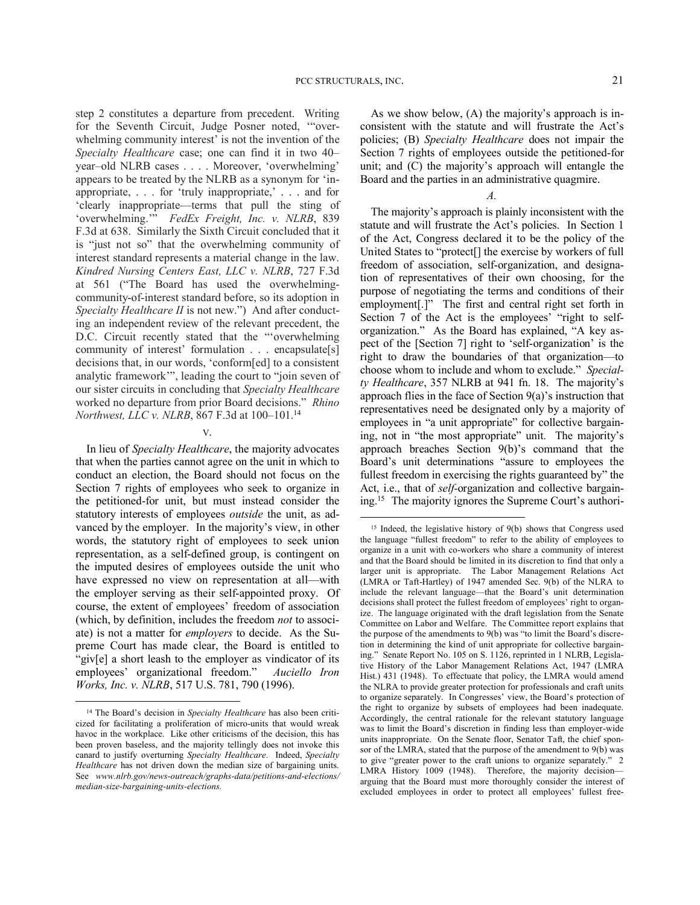step 2 constitutes a departure from precedent. Writing for the Seventh Circuit, Judge Posner noted, "'overwhelming community interest' is not the invention of the *Specialty Healthcare* case; one can find it in two 40–year–old NLRB cases . . . . Moreover, 'overwhelming' appears to be treated by the NLRB as a synonym for 'inappropriate, . . . for 'truly inappropriate,' . . . and for 'clearly inappropriate—terms that pull the sting of 'overwhelming.'" *FedEx Freight, Inc. v. NLRB*, 839 F.3d at 638. Similarly the Sixth Circuit concluded that it is "just not so" that the overwhelming community of interest standard represents a material change in the law. *Kindred Nursing Centers East, LLC v. NLRB*, 727 F.3d at 561 ("The Board has used the overwhelming-community-of-interest standard before, so its adoption in *Specialty Healthcare II* is not new.") And after conducting an independent review of the relevant precedent, the D.C. Circuit recently stated that the "'overwhelming community of interest' formulation . . . encapsulate[s] decisions that, in our words, 'conform[ed] to a consistent analytic framework'", leading the court to "join seven of our sister circuits in concluding that *Specialty Healthcare* worked no departure from prior Board decisions." *Rhino Northwest, LLC v. NLRB*, 867 F.3d at 100–101.[14]

## V.

In lieu of *Specialty Healthcare*, the majority advocates that when the parties cannot agree on the unit in which to conduct an election, the Board should not focus on the Section 7 rights of employees who seek to organize in the petitioned-for unit, but must instead consider the statutory interests of employees *outside* the unit, as advanced by the employer. In the majority's view, in other words, the statutory right of employees to seek union representation, as a self-defined group, is contingent on the imputed desires of employees outside the unit who have expressed no view on representation at all—with the employer serving as their self-appointed proxy. Of course, the extent of employees' freedom of association (which, by definition, includes the freedom *not* to associate) is not a matter for *employers* to decide. As the Supreme Court has made clear, the Board is entitled to "giv[e] a short leash to the employer as vindicator of its employees' organizational freedom." *Auciello Iron Works, Inc. v. NLRB*, 517 U.S. 781, 790 (1996).

As we show below, (A) the majority's approach is inconsistent with the statute and will frustrate the Act's policies; (B) *Specialty Healthcare* does not impair the Section 7 rights of employees outside the petitioned-for unit; and (C) the majority's approach will entangle the Board and the parties in an administrative quagmire.

### *A.*

The majority's approach is plainly inconsistent with the statute and will frustrate the Act's policies. In Section 1 of the Act, Congress declared it to be the policy of the United States to "protect[] the exercise by workers of full freedom of association, self-organization, and designation of representatives of their own choosing, for the purpose of negotiating the terms and conditions of their employment[.]" The first and central right set forth in Section 7 of the Act is the employees' "right to self-organization." As the Board has explained, "A key aspect of the [Section 7] right to 'self-organization' is the right to draw the boundaries of that organization—to choose whom to include and whom to exclude." *Specialty Healthcare*, 357 NLRB at 941 fn. 18. The majority's approach flies in the face of Section 9(a)'s instruction that representatives need be designated only by a majority of employees in "a unit appropriate" for collective bargaining, not in "the most appropriate" unit. The majority's approach breaches Section 9(b)'s command that the Board's unit determinations "assure to employees the fullest freedom in exercising the rights guaranteed by" the Act, i.e., that of *self*-organization and collective bargaining.[15] The majority ignores the Supreme Court's authori-

---

[14] The Board's decision in *Specialty Healthcare* has also been criticized for facilitating a proliferation of micro-units that would wreak havoc in the workplace. Like other criticisms of the decision, this has been proven baseless, and the majority tellingly does not invoke this canard to justify overturning *Specialty Healthcare*. Indeed, *Specialty Healthcare* has not driven down the median size of bargaining units. See *www.nlrb.gov/news-outreach/graphs-data/petitions-and-elections/median-size-bargaining-units-elections*.

[15] Indeed, the legislative history of 9(b) shows that Congress used the language "fullest freedom" to refer to the ability of employees to organize in a unit with co-workers who share a community of interest and that the Board should be limited in its discretion to find that only a larger unit is appropriate. The Labor Management Relations Act (LMRA or Taft-Hartley) of 1947 amended Sec. 9(b) of the NLRA to include the relevant language—that the Board's unit determination decisions shall protect the fullest freedom of employees' right to organize. The language originated with the draft legislation from the Senate Committee on Labor and Welfare. The Committee report explains that the purpose of the amendments to 9(b) was "to limit the Board's discretion in determining the kind of unit appropriate for collective bargaining." Senate Report No. 105 on S. 1126, reprinted in 1 NLRB, Legislative History of the Labor Management Relations Act, 1947 (LMRA Hist.) 431 (1948). To effectuate that policy, the LMRA would amend the NLRA to provide greater protection for professionals and craft units to organize separately. In Congresses' view, the Board's protection of the right to organize by subsets of employees had been inadequate. Accordingly, the central rationale for the relevant statutory language was to limit the Board's discretion in finding less than employer-wide units inappropriate. On the Senate floor, Senator Taft, the chief sponsor of the LMRA, stated that the purpose of the amendment to 9(b) was to give "greater power to the craft unions to organize separately." 2 LMRA History 1009 (1948). Therefore, the majority decision—arguing that the Board must more thoroughly consider the interest of excluded employees in order to protect all employees' fullest free-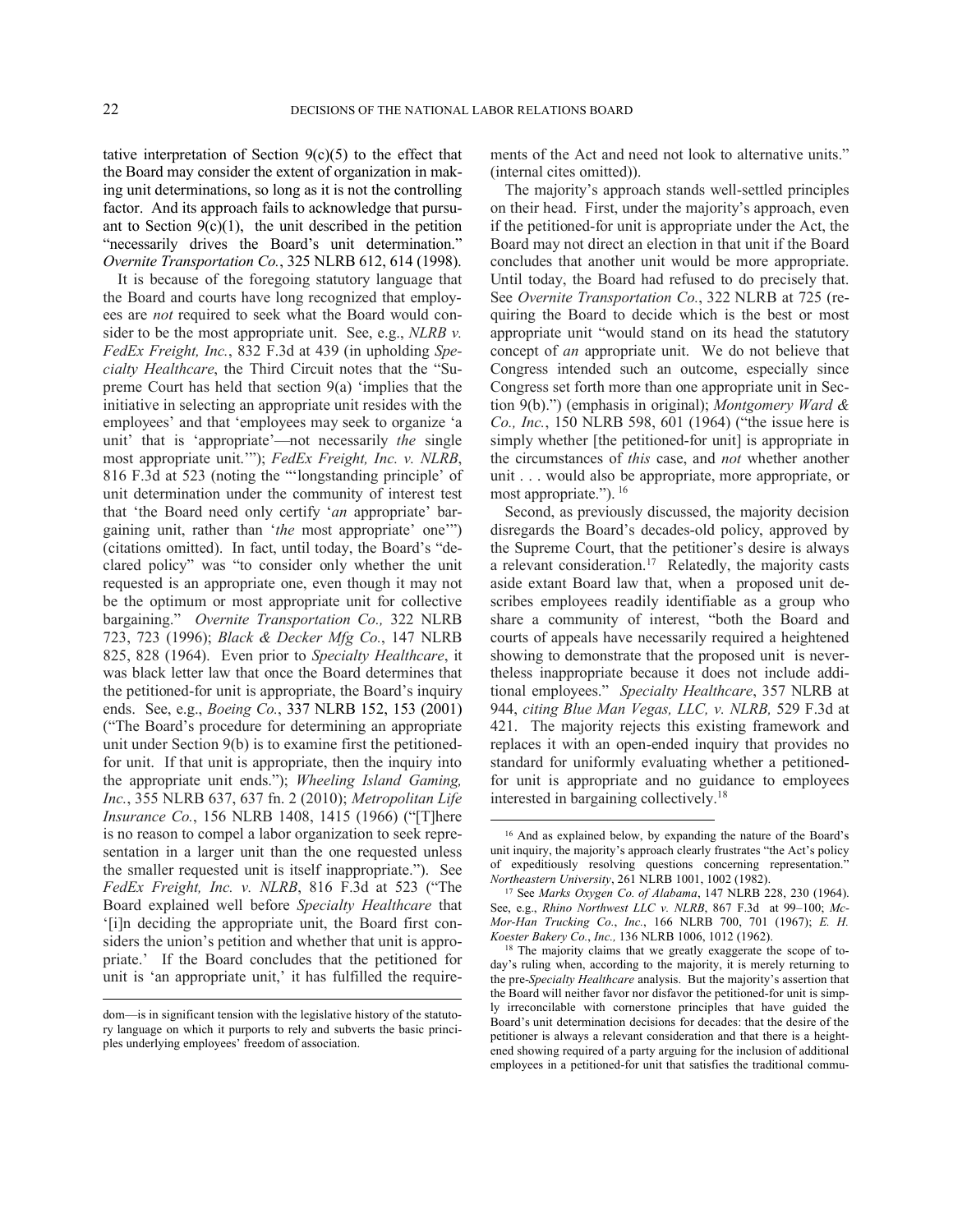tative interpretation of Section 9(c)(5) to the effect that the Board may consider the extent of organization in making unit determinations, so long as it is not the controlling factor. And its approach fails to acknowledge that pursuant to Section 9(c)(1), the unit described in the petition "necessarily drives the Board's unit determination." *Overnite Transportation Co.*, 325 NLRB 612, 614 (1998).

It is because of the foregoing statutory language that the Board and courts have long recognized that employees are *not* required to seek what the Board would consider to be the most appropriate unit. See, e.g., *NLRB v. FedEx Freight, Inc.*, 832 F.3d at 439 (in upholding *Specialty Healthcare*, the Third Circuit notes that the "Supreme Court has held that section 9(a) 'implies that the initiative in selecting an appropriate unit resides with the employees' and that 'employees may seek to organize 'a unit' that is 'appropriate'—not necessarily *the* single most appropriate unit.'"); *FedEx Freight, Inc. v. NLRB*, 816 F.3d at 523 (noting the "'longstanding principle' of unit determination under the community of interest test that 'the Board need only certify '*an* appropriate' bargaining unit, rather than '*the* most appropriate' one'") (citations omitted). In fact, until today, the Board's "declared policy" was "to consider only whether the unit requested is an appropriate one, even though it may not be the optimum or most appropriate unit for collective bargaining." *Overnite Transportation Co.,* 322 NLRB 723, 723 (1996); *Black & Decker Mfg Co.*, 147 NLRB 825, 828 (1964). Even prior to *Specialty Healthcare*, it was black letter law that once the Board determines that the petitioned-for unit is appropriate, the Board's inquiry ends. See, e.g., *Boeing Co.*, 337 NLRB 152, 153 (2001) ("The Board's procedure for determining an appropriate unit under Section 9(b) is to examine first the petitioned-for unit. If that unit is appropriate, then the inquiry into the appropriate unit ends."); *Wheeling Island Gaming, Inc.*, 355 NLRB 637, 637 fn. 2 (2010); *Metropolitan Life Insurance Co.*, 156 NLRB 1408, 1415 (1966) ("[T]here is no reason to compel a labor organization to seek representation in a larger unit than the one requested unless the smaller requested unit is itself inappropriate."). See *FedEx Freight, Inc. v. NLRB*, 816 F.3d at 523 ("The Board explained well before *Specialty Healthcare* that '[i]n deciding the appropriate unit, the Board first considers the union's petition and whether that unit is appropriate.' If the Board concludes that the petitioned for unit is 'an appropriate unit,' it has fulfilled the requirements of the Act and need not look to alternative units." (internal cites omitted)).

The majority's approach stands well-settled principles on their head. First, under the majority's approach, even if the petitioned-for unit is appropriate under the Act, the Board may not direct an election in that unit if the Board concludes that another unit would be more appropriate. Until today, the Board had refused to do precisely that. See *Overnite Transportation Co.*, 322 NLRB at 725 (requiring the Board to decide which is the best or most appropriate unit "would stand on its head the statutory concept of *an* appropriate unit. We do not believe that Congress intended such an outcome, especially since Congress set forth more than one appropriate unit in Section 9(b).") (emphasis in original); *Montgomery Ward & Co., Inc.*, 150 NLRB 598, 601 (1964) ("the issue here is simply whether [the petitioned-for unit] is appropriate in the circumstances of *this* case, and *not* whether another unit . . . would also be appropriate, more appropriate, or most appropriate.").[16]

Second, as previously discussed, the majority decision disregards the Board's decades-old policy, approved by the Supreme Court, that the petitioner's desire is always a relevant consideration.[17] Relatedly, the majority casts aside extant Board law that, when a proposed unit describes employees readily identifiable as a group who share a community of interest, "both the Board and courts of appeals have necessarily required a heightened showing to demonstrate that the proposed unit is nevertheless inappropriate because it does not include additional employees." *Specialty Healthcare*, 357 NLRB at 944, *citing Blue Man Vegas, LLC, v. NLRB,* 529 F.3d at 421. The majority rejects this existing framework and replaces it with an open-ended inquiry that provides no standard for uniformly evaluating whether a petitioned-for unit is appropriate and no guidance to employees interested in bargaining collectively.[18]

---

dom—is in significant tension with the legislative history of the statutory language on which it purports to rely and subverts the basic principles underlying employees' freedom of association.

[16] And as explained below, by expanding the nature of the Board's unit inquiry, the majority's approach clearly frustrates "the Act's policy of expeditiously resolving questions concerning representation." *Northeastern University*, 261 NLRB 1001, 1002 (1982).

[17] See *Marks Oxygen Co. of Alabama*, 147 NLRB 228, 230 (1964). See, e.g., *Rhino Northwest LLC v. NLRB*, 867 F.3d at 99–100; *McMor-Han Trucking Co., Inc.*, 166 NLRB 700, 701 (1967); *E. H. Koester Bakery Co., Inc.,* 136 NLRB 1006, 1012 (1962).

[18] The majority claims that we greatly exaggerate the scope of today's ruling when, according to the majority, it is merely returning to the pre-*Specialty Healthcare* analysis. But the majority's assertion that the Board will neither favor nor disfavor the petitioned-for unit is simply irreconcilable with cornerstone principles that have guided the Board's unit determination decisions for decades: that the desire of the petitioner is always a relevant consideration and that there is a heightened showing required of a party arguing for the inclusion of additional employees in a petitioned-for unit that satisfies the traditional commu-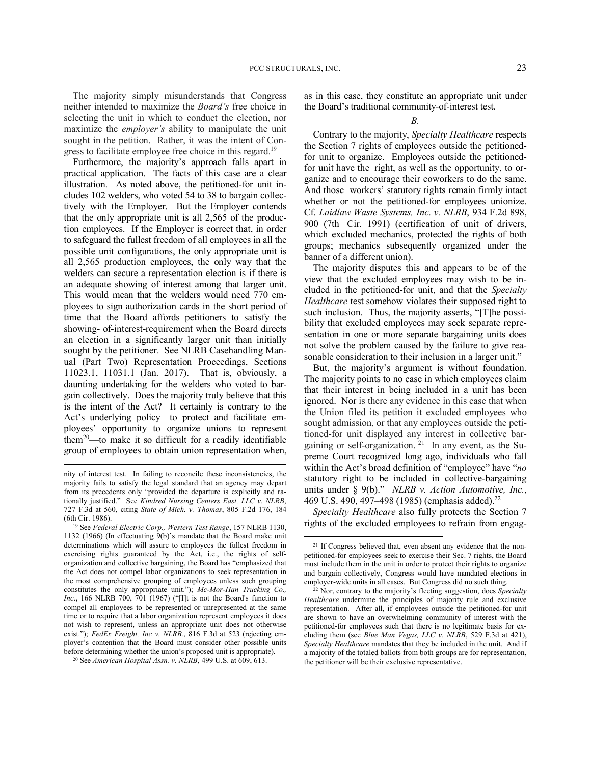The majority simply misunderstands that Congress neither intended to maximize the *Board's* free choice in selecting the unit in which to conduct the election, nor maximize the *employer's* ability to manipulate the unit sought in the petition. Rather, it was the intent of Congress to facilitate employee free choice in this regard.[19]

Furthermore, the majority's approach falls apart in practical application. The facts of this case are a clear illustration. As noted above, the petitioned-for unit includes 102 welders, who voted 54 to 38 to bargain collectively with the Employer. But the Employer contends that the only appropriate unit is all 2,565 of the production employees. If the Employer is correct that, in order to safeguard the fullest freedom of all employees in all the possible unit configurations, the only appropriate unit is all 2,565 production employees, the only way that the welders can secure a representation election is if there is an adequate showing of interest among that larger unit. This would mean that the welders would need 770 employees to sign authorization cards in the short period of time that the Board affords petitioners to satisfy the showing- of-interest-requirement when the Board directs an election in a significantly larger unit than initially sought by the petitioner. See NLRB Casehandling Manual (Part Two) Representation Proceedings, Sections 11023.1, 11031.1 (Jan. 2017). That is, obviously, a daunting undertaking for the welders who voted to bargain collectively. Does the majority truly believe that this is the intent of the Act? It certainly is contrary to the Act's underlying policy—to protect and facilitate employees' opportunity to organize unions to represent them[20]—to make it so difficult for a readily identifiable group of employees to obtain union representation when, as in this case, they constitute an appropriate unit under the Board's traditional community-of-interest test.

*B.*

Contrary to the majority, *Specialty Healthcare* respects the Section 7 rights of employees outside the petitioned-for unit to organize. Employees outside the petitioned-for unit have the right, as well as the opportunity, to organize and to encourage their coworkers to do the same. And those workers' statutory rights remain firmly intact whether or not the petitioned-for employees unionize. Cf. *Laidlaw Waste Systems, Inc. v. NLRB*, 934 F.2d 898, 900 (7th Cir. 1991) (certification of unit of drivers, which excluded mechanics, protected the rights of both groups; mechanics subsequently organized under the banner of a different union).

The majority disputes this and appears to be of the view that the excluded employees may wish to be included in the petitioned-for unit, and that the *Specialty Healthcare* test somehow violates their supposed right to such inclusion. Thus, the majority asserts, "[T]he possibility that excluded employees may seek separate representation in one or more separate bargaining units does not solve the problem caused by the failure to give reasonable consideration to their inclusion in a larger unit."

But, the majority's argument is without foundation. The majority points to no case in which employees claim that their interest in being included in a unit has been ignored. Nor is there any evidence in this case that when the Union filed its petition it excluded employees who sought admission, or that any employees outside the petitioned-for unit displayed any interest in collective bargaining or self-organization.[21] In any event, as the Supreme Court recognized long ago, individuals who fall within the Act's broad definition of "employee" have "*no* statutory right to be included in collective-bargaining units under § 9(b)." *NLRB v. Action Automotive, Inc.*, 469 U.S. 490, 497–498 (1985) (emphasis added).[22]

*Specialty Healthcare* also fully protects the Section 7 rights of the excluded employees to refrain from engag-

---

nity of interest test. In failing to reconcile these inconsistencies, the majority fails to satisfy the legal standard that an agency may depart from its precedents only "provided the departure is explicitly and rationally justified." See *Kindred Nursing Centers East, LLC v. NLRB*, 727 F.3d at 560, citing *State of Mich. v. Thomas*, 805 F.2d 176, 184 (6th Cir. 1986).

[19] See *Federal Electric Corp., Western Test Range*, 157 NLRB 1130, 1132 (1966) (In effectuating 9(b)'s mandate that the Board make unit determinations which will assure to employees the fullest freedom in exercising rights guaranteed by the Act, i.e., the rights of self-organization and collective bargaining, the Board has "emphasized that the Act does not compel labor organizations to seek representation in the most comprehensive grouping of employees unless such grouping constitutes the only appropriate unit."); *Mc-Mor-Han Trucking Co., Inc.*, 166 NLRB 700, 701 (1967) ("[I]t is not the Board's function to compel all employees to be represented or unrepresented at the same time or to require that a labor organization represent employees it does not wish to represent, unless an appropriate unit does not otherwise exist."); *FedEx Freight, Inc v. NLRB.*, 816 F.3d at 523 (rejecting employer's contention that the Board must consider other possible units before determining whether the union's proposed unit is appropriate).

[20] See *American Hospital Assn. v. NLRB*, 499 U.S. at 609, 613.

[21] If Congress believed that, even absent any evidence that the non-petitioned-for employees seek to exercise their Sec. 7 rights, the Board must include them in the unit in order to protect their rights to organize and bargain collectively, Congress would have mandated elections in employer-wide units in all cases. But Congress did no such thing.

[22] Nor, contrary to the majority's fleeting suggestion, does *Specialty Healthcare* undermine the principles of majority rule and exclusive representation. After all, if employees outside the petitioned-for unit are shown to have an overwhelming community of interest with the petitioned-for employees such that there is no legitimate basis for excluding them (see *Blue Man Vegas, LLC v. NLRB*, 529 F.3d at 421), *Specialty Healthcare* mandates that they be included in the unit. And if a majority of the totaled ballots from both groups are for representation, the petitioner will be their exclusive representative.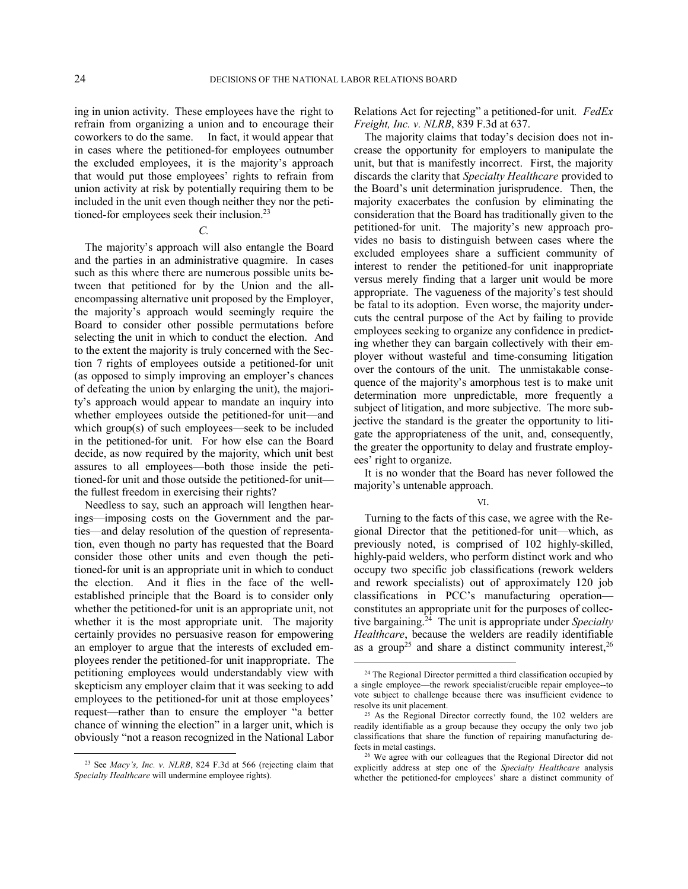ing in union activity. These employees have the right to refrain from organizing a union and to encourage their coworkers to do the same. In fact, it would appear that in cases where the petitioned-for employees outnumber the excluded employees, it is the majority's approach that would put those employees' rights to refrain from union activity at risk by potentially requiring them to be included in the unit even though neither they nor the petitioned-for employees seek their inclusion.[23]

*C.*

The majority's approach will also entangle the Board and the parties in an administrative quagmire. In cases such as this where there are numerous possible units between that petitioned for by the Union and the all-encompassing alternative unit proposed by the Employer, the majority's approach would seemingly require the Board to consider other possible permutations before selecting the unit in which to conduct the election. And to the extent the majority is truly concerned with the Section 7 rights of employees outside a petitioned-for unit (as opposed to simply improving an employer's chances of defeating the union by enlarging the unit), the majority's approach would appear to mandate an inquiry into whether employees outside the petitioned-for unit—and which group(s) of such employees—seek to be included in the petitioned-for unit. For how else can the Board decide, as now required by the majority, which unit best assures to all employees—both those inside the petitioned-for unit and those outside the petitioned-for unit—the fullest freedom in exercising their rights?

Needless to say, such an approach will lengthen hearings—imposing costs on the Government and the parties—and delay resolution of the question of representation, even though no party has requested that the Board consider those other units and even though the petitioned-for unit is an appropriate unit in which to conduct the election. And it flies in the face of the well-established principle that the Board is to consider only whether the petitioned-for unit is an appropriate unit, not whether it is the most appropriate unit. The majority certainly provides no persuasive reason for empowering an employer to argue that the interests of excluded employees render the petitioned-for unit inappropriate. The petitioning employees would understandably view with skepticism any employer claim that it was seeking to add employees to the petitioned-for unit at those employees' request—rather than to ensure the employer "a better chance of winning the election" in a larger unit, which is obviously "not a reason recognized in the National Labor Relations Act for rejecting" a petitioned-for unit. *FedEx Freight, Inc. v. NLRB*, 839 F.3d at 637.

The majority claims that today's decision does not increase the opportunity for employers to manipulate the unit, but that is manifestly incorrect. First, the majority discards the clarity that *Specialty Healthcare* provided to the Board's unit determination jurisprudence. Then, the majority exacerbates the confusion by eliminating the consideration that the Board has traditionally given to the petitioned-for unit. The majority's new approach provides no basis to distinguish between cases where the excluded employees share a sufficient community of interest to render the petitioned-for unit inappropriate versus merely finding that a larger unit would be more appropriate. The vagueness of the majority's test should be fatal to its adoption. Even worse, the majority undercuts the central purpose of the Act by failing to provide employees seeking to organize any confidence in predicting whether they can bargain collectively with their employer without wasteful and time-consuming litigation over the contours of the unit. The unmistakable consequence of the majority's amorphous test is to make unit determination more unpredictable, more frequently a subject of litigation, and more subjective. The more subjective the standard is the greater the opportunity to litigate the appropriateness of the unit, and, consequently, the greater the opportunity to delay and frustrate employees' right to organize.

It is no wonder that the Board has never followed the majority's untenable approach.

VI.

Turning to the facts of this case, we agree with the Regional Director that the petitioned-for unit—which, as previously noted, is comprised of 102 highly-skilled, highly-paid welders, who perform distinct work and who occupy two specific job classifications (rework welders and rework specialists) out of approximately 120 job classifications in PCC's manufacturing operation—constitutes an appropriate unit for the purposes of collective bargaining.[24] The unit is appropriate under *Specialty Healthcare*, because the welders are readily identifiable as a group[25] and share a distinct community interest,[26]

---

[23] See *Macy's, Inc. v. NLRB*, 824 F.3d at 566 (rejecting claim that *Specialty Healthcare* will undermine employee rights).

[24] The Regional Director permitted a third classification occupied by a single employee—the rework specialist/crucible repair employee--to vote subject to challenge because there was insufficient evidence to resolve its unit placement.

[25] As the Regional Director correctly found, the 102 welders are readily identifiable as a group because they occupy the only two job classifications that share the function of repairing manufacturing defects in metal castings.

[26] We agree with our colleagues that the Regional Director did not explicitly address at step one of the *Specialty Healthcare* analysis whether the petitioned-for employees' share a distinct community of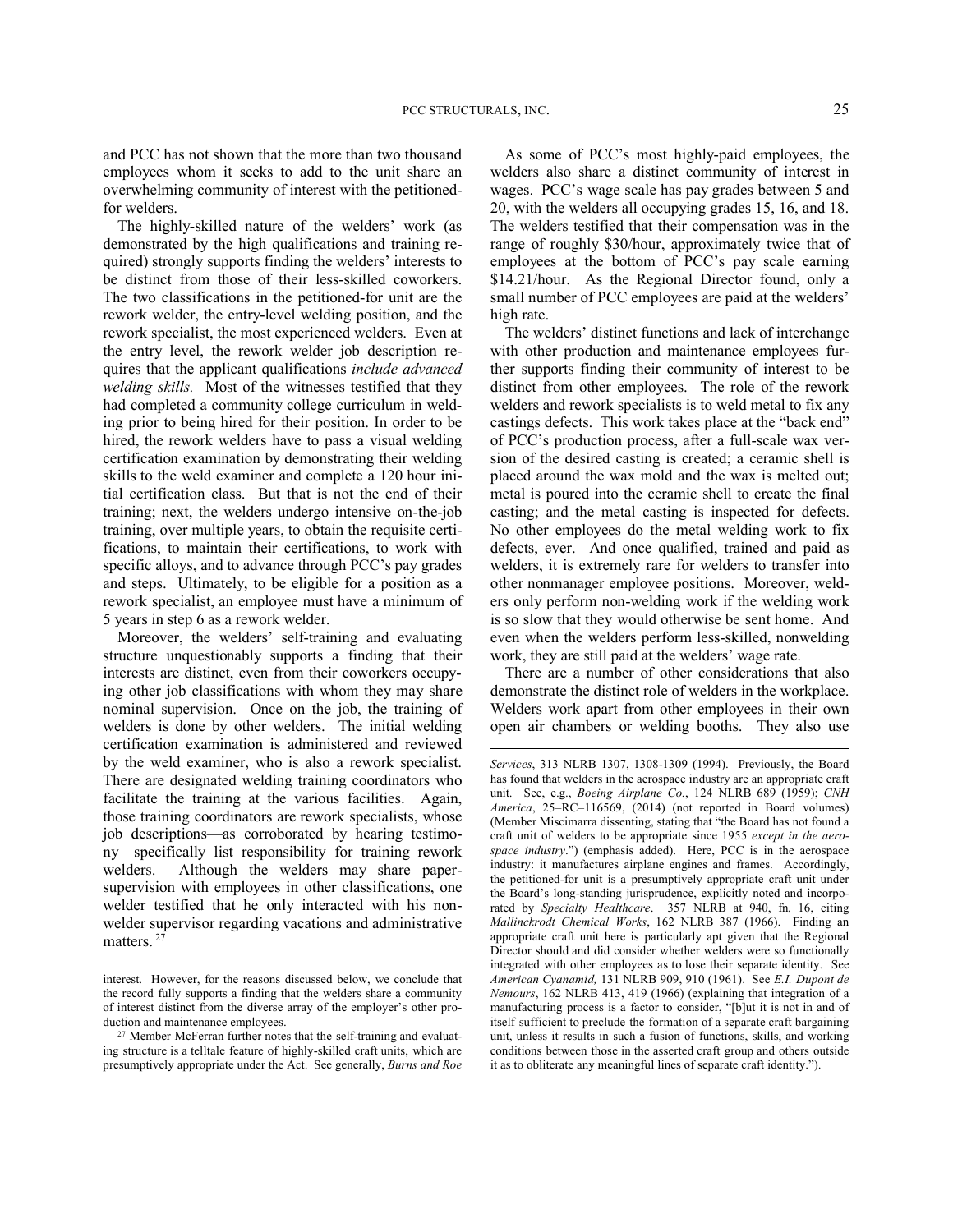and PCC has not shown that the more than two thousand employees whom it seeks to add to the unit share an overwhelming community of interest with the petitioned-for welders.

The highly-skilled nature of the welders' work (as demonstrated by the high qualifications and training required) strongly supports finding the welders' interests to be distinct from those of their less-skilled coworkers. The two classifications in the petitioned-for unit are the rework welder, the entry-level welding position, and the rework specialist, the most experienced welders. Even at the entry level, the rework welder job description requires that the applicant qualifications *include advanced welding skills.* Most of the witnesses testified that they had completed a community college curriculum in welding prior to being hired for their position. In order to be hired, the rework welders have to pass a visual welding certification examination by demonstrating their welding skills to the weld examiner and complete a 120 hour initial certification class. But that is not the end of their training; next, the welders undergo intensive on-the-job training, over multiple years, to obtain the requisite certifications, to maintain their certifications, to work with specific alloys, and to advance through PCC's pay grades and steps. Ultimately, to be eligible for a position as a rework specialist, an employee must have a minimum of 5 years in step 6 as a rework welder.

Moreover, the welders' self-training and evaluating structure unquestionably supports a finding that their interests are distinct, even from their coworkers occupying other job classifications with whom they may share nominal supervision. Once on the job, the training of welders is done by other welders. The initial welding certification examination is administered and reviewed by the weld examiner, who is also a rework specialist. There are designated welding training coordinators who facilitate the training at the various facilities. Again, those training coordinators are rework specialists, whose job descriptions—as corroborated by hearing testimony—specifically list responsibility for training rework welders. Although the welders may share paper-supervision with employees in other classifications, one welder testified that he only interacted with his non-welder supervisor regarding vacations and administrative matters. [27]

As some of PCC's most highly-paid employees, the welders also share a distinct community of interest in wages. PCC's wage scale has pay grades between 5 and 20, with the welders all occupying grades 15, 16, and 18. The welders testified that their compensation was in the range of roughly \$30/hour, approximately twice that of employees at the bottom of PCC's pay scale earning \$14.21/hour. As the Regional Director found, only a small number of PCC employees are paid at the welders' high rate.

The welders' distinct functions and lack of interchange with other production and maintenance employees further supports finding their community of interest to be distinct from other employees. The role of the rework welders and rework specialists is to weld metal to fix any castings defects. This work takes place at the "back end" of PCC's production process, after a full-scale wax version of the desired casting is created; a ceramic shell is placed around the wax mold and the wax is melted out; metal is poured into the ceramic shell to create the final casting; and the metal casting is inspected for defects. No other employees do the metal welding work to fix defects, ever. And once qualified, trained and paid as welders, it is extremely rare for welders to transfer into other nonmanager employee positions. Moreover, welders only perform non-welding work if the welding work is so slow that they would otherwise be sent home. And even when the welders perform less-skilled, nonwelding work, they are still paid at the welders' wage rate.

There are a number of other considerations that also demonstrate the distinct role of welders in the workplace. Welders work apart from other employees in their own open air chambers or welding booths. They also use

---

interest. However, for the reasons discussed below, we conclude that the record fully supports a finding that the welders share a community of interest distinct from the diverse array of the employer's other production and maintenance employees.

[27] Member McFerran further notes that the self-training and evaluating structure is a telltale feature of highly-skilled craft units, which are presumptively appropriate under the Act. See generally, *Burns and Roe Services*, 313 NLRB 1307, 1308-1309 (1994). Previously, the Board has found that welders in the aerospace industry are an appropriate craft unit. See, e.g., *Boeing Airplane Co.*, 124 NLRB 689 (1959); *CNH America*, 25–RC–116569, (2014) (not reported in Board volumes) (Member Miscimarra dissenting, stating that "the Board has not found a craft unit of welders to be appropriate since 1955 *except in the aerospace industry*.") (emphasis added). Here, PCC is in the aerospace industry: it manufactures airplane engines and frames. Accordingly, the petitioned-for unit is a presumptively appropriate craft unit under the Board's long-standing jurisprudence, explicitly noted and incorporated by *Specialty Healthcare*. 357 NLRB at 940, fn. 16, citing *Mallinckrodt Chemical Works*, 162 NLRB 387 (1966). Finding an appropriate craft unit here is particularly apt given that the Regional Director should and did consider whether welders were so functionally integrated with other employees as to lose their separate identity. See *American Cyanamid,* 131 NLRB 909, 910 (1961). See *E.I. Dupont de Nemours*, 162 NLRB 413, 419 (1966) (explaining that integration of a manufacturing process is a factor to consider, "[b]ut it is not in and of itself sufficient to preclude the formation of a separate craft bargaining unit, unless it results in such a fusion of functions, skills, and working conditions between those in the asserted craft group and others outside it as to obliterate any meaningful lines of separate craft identity.").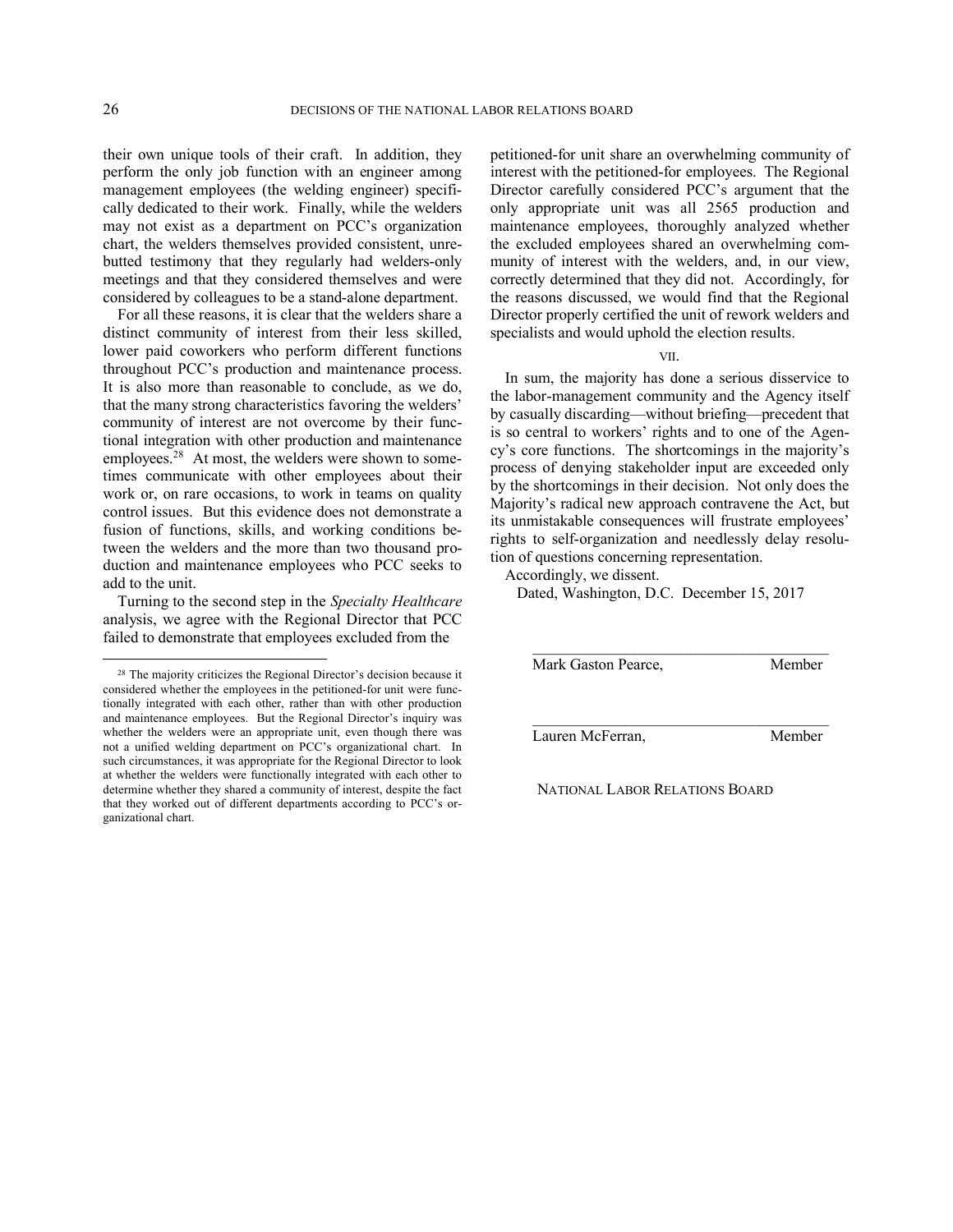their own unique tools of their craft. In addition, they perform the only job function with an engineer among management employees (the welding engineer) specifically dedicated to their work. Finally, while the welders may not exist as a department on PCC's organization chart, the welders themselves provided consistent, unrebutted testimony that they regularly had welders-only meetings and that they considered themselves and were considered by colleagues to be a stand-alone department.

For all these reasons, it is clear that the welders share a distinct community of interest from their less skilled, lower paid coworkers who perform different functions throughout PCC's production and maintenance process. It is also more than reasonable to conclude, as we do, that the many strong characteristics favoring the welders' community of interest are not overcome by their functional integration with other production and maintenance employees.[28] At most, the welders were shown to sometimes communicate with other employees about their work or, on rare occasions, to work in teams on quality control issues. But this evidence does not demonstrate a fusion of functions, skills, and working conditions between the welders and the more than two thousand production and maintenance employees who PCC seeks to add to the unit.

Turning to the second step in the *Specialty Healthcare* analysis, we agree with the Regional Director that PCC failed to demonstrate that employees excluded from the petitioned-for unit share an overwhelming community of interest with the petitioned-for employees. The Regional Director carefully considered PCC's argument that the only appropriate unit was all 2565 production and maintenance employees, thoroughly analyzed whether the excluded employees shared an overwhelming community of interest with the welders, and, in our view, correctly determined that they did not. Accordingly, for the reasons discussed, we would find that the Regional Director properly certified the unit of rework welders and specialists and would uphold the election results.

VII.

In sum, the majority has done a serious disservice to the labor-management community and the Agency itself by casually discarding—without briefing—precedent that is so central to workers' rights and to one of the Agency's core functions. The shortcomings in the majority's process of denying stakeholder input are exceeded only by the shortcomings in their decision. Not only does the Majority's radical new approach contravene the Act, but its unmistakable consequences will frustrate employees' rights to self-organization and needlessly delay resolution of questions concerning representation.

Accordingly, we dissent.

Dated, Washington, D.C. December 15, 2017

Mark Gaston Pearce, Member

Lauren McFerran, Member

NATIONAL LABOR RELATIONS BOARD

[28] The majority criticizes the Regional Director's decision because it considered whether the employees in the petitioned-for unit were functionally integrated with each other, rather than with other production and maintenance employees. But the Regional Director's inquiry was whether the welders were an appropriate unit, even though there was not a unified welding department on PCC's organizational chart. In such circumstances, it was appropriate for the Regional Director to look at whether the welders were functionally integrated with each other to determine whether they shared a community of interest, despite the fact that they worked out of different departments according to PCC's organizational chart.